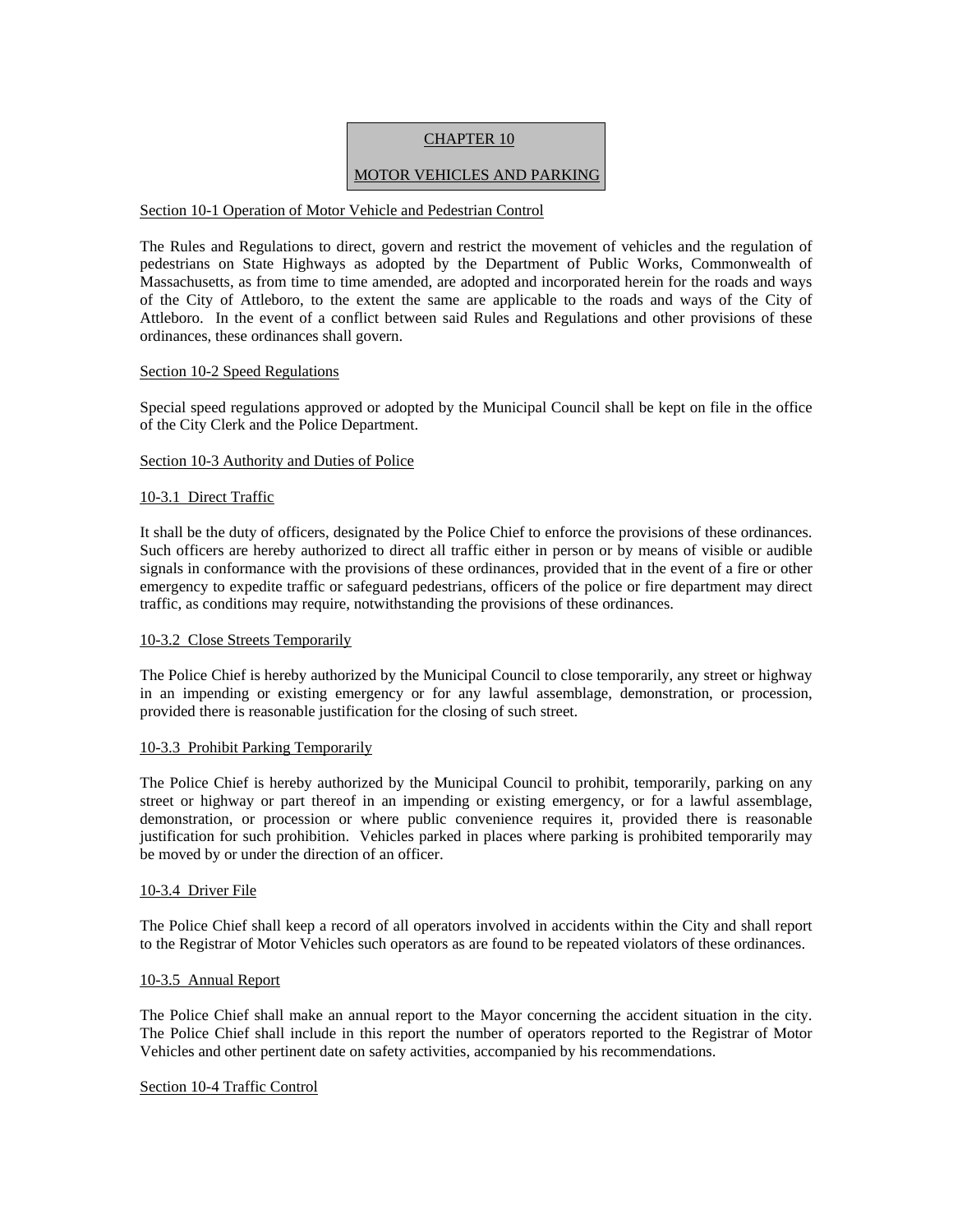# CHAPTER 10

# MOTOR VEHICLES AND PARKING

## Section 10-1 Operation of Motor Vehicle and Pedestrian Control

The Rules and Regulations to direct, govern and restrict the movement of vehicles and the regulation of pedestrians on State Highways as adopted by the Department of Public Works, Commonwealth of Massachusetts, as from time to time amended, are adopted and incorporated herein for the roads and ways of the City of Attleboro, to the extent the same are applicable to the roads and ways of the City of Attleboro. In the event of a conflict between said Rules and Regulations and other provisions of these ordinances, these ordinances shall govern.

## Section 10-2 Speed Regulations

Special speed regulations approved or adopted by the Municipal Council shall be kept on file in the office of the City Clerk and the Police Department.

## Section 10-3 Authority and Duties of Police

### 10-3.1 Direct Traffic

It shall be the duty of officers, designated by the Police Chief to enforce the provisions of these ordinances. Such officers are hereby authorized to direct all traffic either in person or by means of visible or audible signals in conformance with the provisions of these ordinances, provided that in the event of a fire or other emergency to expedite traffic or safeguard pedestrians, officers of the police or fire department may direct traffic, as conditions may require, notwithstanding the provisions of these ordinances.

### 10-3.2 Close Streets Temporarily

The Police Chief is hereby authorized by the Municipal Council to close temporarily, any street or highway in an impending or existing emergency or for any lawful assemblage, demonstration, or procession, provided there is reasonable justification for the closing of such street.

### 10-3.3 Prohibit Parking Temporarily

The Police Chief is hereby authorized by the Municipal Council to prohibit, temporarily, parking on any street or highway or part thereof in an impending or existing emergency, or for a lawful assemblage, demonstration, or procession or where public convenience requires it, provided there is reasonable justification for such prohibition. Vehicles parked in places where parking is prohibited temporarily may be moved by or under the direction of an officer.

### 10-3.4 Driver File

The Police Chief shall keep a record of all operators involved in accidents within the City and shall report to the Registrar of Motor Vehicles such operators as are found to be repeated violators of these ordinances.

### 10-3.5 Annual Report

The Police Chief shall make an annual report to the Mayor concerning the accident situation in the city. The Police Chief shall include in this report the number of operators reported to the Registrar of Motor Vehicles and other pertinent date on safety activities, accompanied by his recommendations.

## Section 10-4 Traffic Control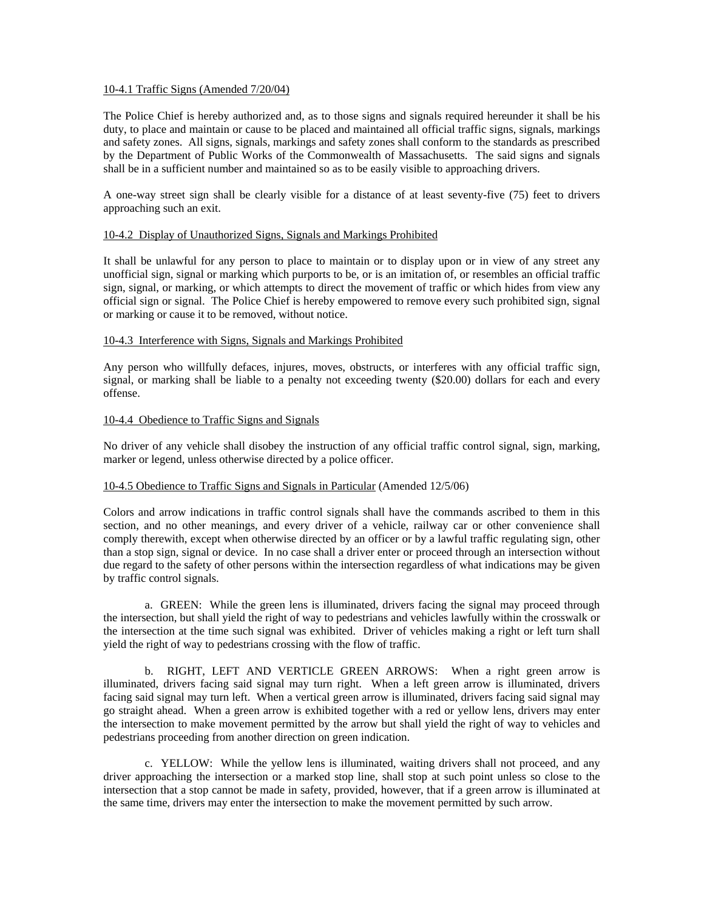10-4.1 Traffic Signs (Amended 7/20/04)

The Police Chief is hereby authorized and, as to those signs and signals required hereunder it shall be his duty, to place and maintain or cause to be placed and maintained all official traffic signs, signals, markings and safety zones. All signs, signals, markings and safety zones shall conform to the standards as prescribed by the Department of Public Works of the Commonwealth of Massachusetts. The said signs and signals shall be in a sufficient number and maintained so as to be easily visible to approaching drivers.

A one-way street sign shall be clearly visible for a distance of at least seventy-five (75) feet to drivers approaching such an exit.

10-4.2 Display of Unauthorized Signs, Signals and Markings Prohibited

It shall be unlawful for any person to place to maintain or to display upon or in view of any street any unofficial sign, signal or marking which purports to be, or is an imitation of, or resembles an official traffic sign, signal, or marking, or which attempts to direct the movement of traffic or which hides from view any official sign or signal. The Police Chief is hereby empowered to remove every such prohibited sign, signal or marking or cause it to be removed, without notice.

10-4.3 Interference with Signs, Signals and Markings Prohibited

Any person who willfully defaces, injures, moves, obstructs, or interferes with any official traffic sign, signal, or marking shall be liable to a penalty not exceeding twenty ($20.00) dollars for each and every offense.

10-4.4 Obedience to Traffic Signs and Signals

No driver of any vehicle shall disobey the instruction of any official traffic control signal, sign, marking, marker or legend, unless otherwise directed by a police officer.

10-4.5 Obedience to Traffic Signs and Signals in Particular (Amended 12/5/06)

Colors and arrow indications in traffic control signals shall have the commands ascribed to them in this section, and no other meanings, and every driver of a vehicle, railway car or other convenience shall comply therewith, except when otherwise directed by an officer or by a lawful traffic regulating sign, other than a stop sign, signal or device. In no case shall a driver enter or proceed through an intersection without due regard to the safety of other persons within the intersection regardless of what indications may be given by traffic control signals.

a. GREEN: While the green lens is illuminated, drivers facing the signal may proceed through the intersection, but shall yield the right of way to pedestrians and vehicles lawfully within the crosswalk or the intersection at the time such signal was exhibited. Driver of vehicles making a right or left turn shall yield the right of way to pedestrians crossing with the flow of traffic.

b. RIGHT, LEFT AND VERTICLE GREEN ARROWS: When a right green arrow is illuminated, drivers facing said signal may turn right. When a left green arrow is illuminated, drivers facing said signal may turn left. When a vertical green arrow is illuminated, drivers facing said signal may go straight ahead. When a green arrow is exhibited together with a red or yellow lens, drivers may enter the intersection to make movement permitted by the arrow but shall yield the right of way to vehicles and pedestrians proceeding from another direction on green indication.

c. YELLOW: While the yellow lens is illuminated, waiting drivers shall not proceed, and any driver approaching the intersection or a marked stop line, shall stop at such point unless so close to the intersection that a stop cannot be made in safety, provided, however, that if a green arrow is illuminated at the same time, drivers may enter the intersection to make the movement permitted by such arrow.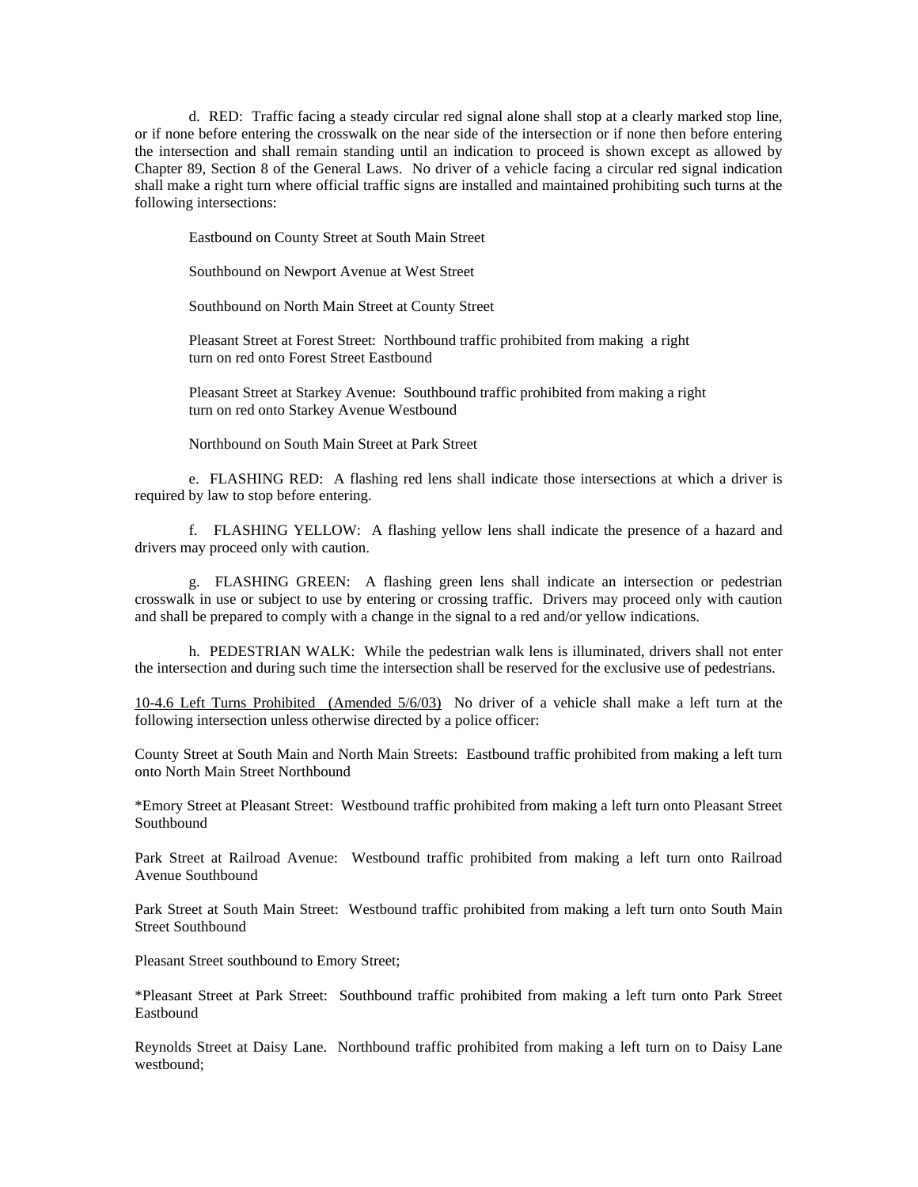d. RED: Traffic facing a steady circular red signal alone shall stop at a clearly marked stop line, or if none before entering the crosswalk on the near side of the intersection or if none then before entering the intersection and shall remain standing until an indication to proceed is shown except as allowed by Chapter 89, Section 8 of the General Laws. No driver of a vehicle facing a circular red signal indication shall make a right turn where official traffic signs are installed and maintained prohibiting such turns at the following intersections:

Eastbound on County Street at South Main Street

Southbound on Newport Avenue at West Street

Southbound on North Main Street at County Street

Pleasant Street at Forest Street: Northbound traffic prohibited from making a right turn on red onto Forest Street Eastbound

Pleasant Street at Starkey Avenue: Southbound traffic prohibited from making a right turn on red onto Starkey Avenue Westbound

Northbound on South Main Street at Park Street

e. FLASHING RED: A flashing red lens shall indicate those intersections at which a driver is required by law to stop before entering.

f. FLASHING YELLOW: A flashing yellow lens shall indicate the presence of a hazard and drivers may proceed only with caution.

g. FLASHING GREEN: A flashing green lens shall indicate an intersection or pedestrian crosswalk in use or subject to use by entering or crossing traffic. Drivers may proceed only with caution and shall be prepared to comply with a change in the signal to a red and/or yellow indications.

h. PEDESTRIAN WALK: While the pedestrian walk lens is illuminated, drivers shall not enter the intersection and during such time the intersection shall be reserved for the exclusive use of pedestrians.

10-4.6 Left Turns Prohibited (Amended 5/6/03) No driver of a vehicle shall make a left turn at the following intersection unless otherwise directed by a police officer:

County Street at South Main and North Main Streets: Eastbound traffic prohibited from making a left turn onto North Main Street Northbound

*Emory Street at Pleasant Street: Westbound traffic prohibited from making a left turn onto Pleasant Street Southbound

Park Street at Railroad Avenue: Westbound traffic prohibited from making a left turn onto Railroad Avenue Southbound

Park Street at South Main Street: Westbound traffic prohibited from making a left turn onto South Main Street Southbound

Pleasant Street southbound to Emory Street;

*Pleasant Street at Park Street: Southbound traffic prohibited from making a left turn onto Park Street Eastbound

Reynolds Street at Daisy Lane. Northbound traffic prohibited from making a left turn on to Daisy Lane westbound;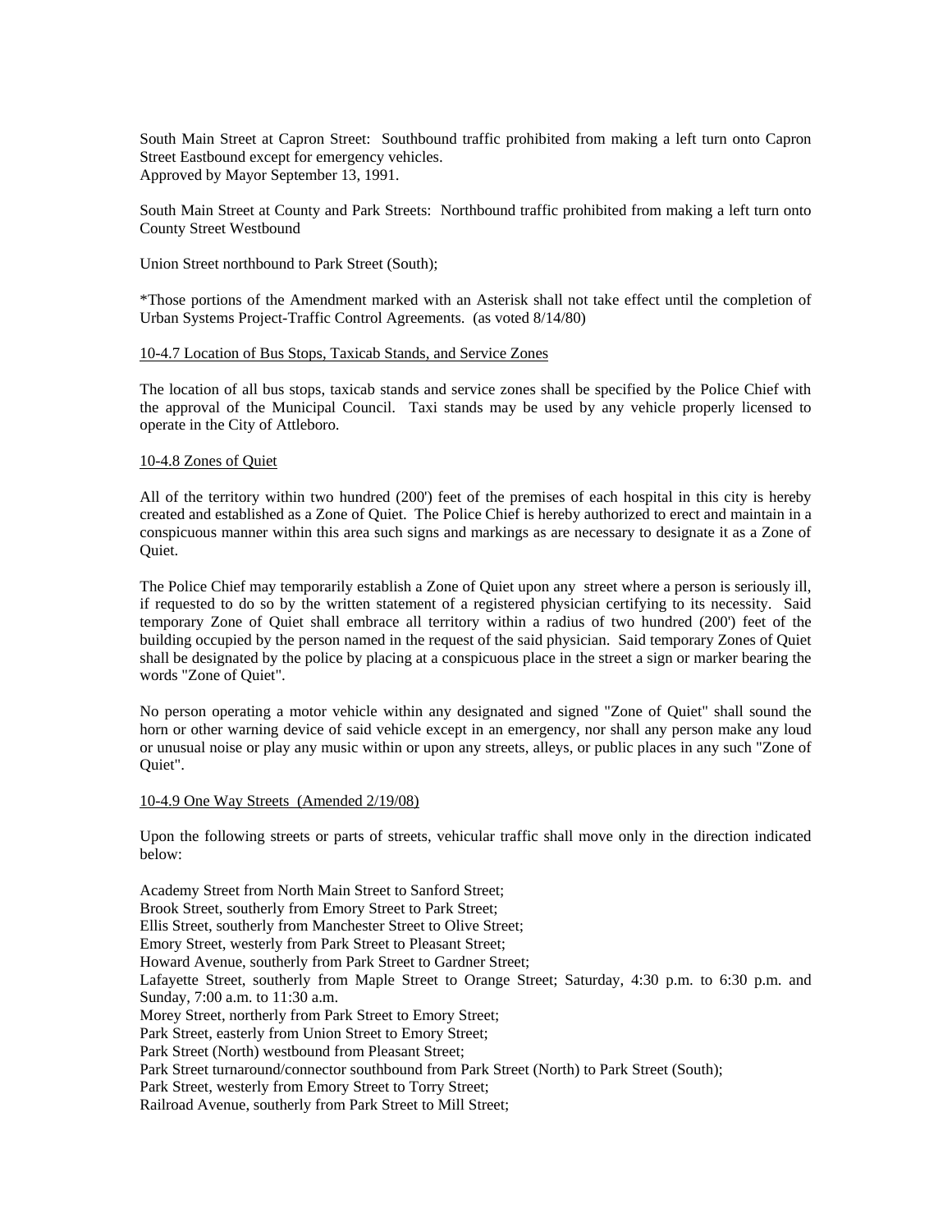South Main Street at Capron Street: Southbound traffic prohibited from making a left turn onto Capron Street Eastbound except for emergency vehicles.
Approved by Mayor September 13, 1991.

South Main Street at County and Park Streets: Northbound traffic prohibited from making a left turn onto County Street Westbound

Union Street northbound to Park Street (South);

*Those portions of the Amendment marked with an Asterisk shall not take effect until the completion of Urban Systems Project-Traffic Control Agreements. (as voted 8/14/80)

10-4.7 Location of Bus Stops, Taxicab Stands, and Service Zones

The location of all bus stops, taxicab stands and service zones shall be specified by the Police Chief with the approval of the Municipal Council. Taxi stands may be used by any vehicle properly licensed to operate in the City of Attleboro.

10-4.8 Zones of Quiet

All of the territory within two hundred (200') feet of the premises of each hospital in this city is hereby created and established as a Zone of Quiet. The Police Chief is hereby authorized to erect and maintain in a conspicuous manner within this area such signs and markings as are necessary to designate it as a Zone of Quiet.

The Police Chief may temporarily establish a Zone of Quiet upon any street where a person is seriously ill, if requested to do so by the written statement of a registered physician certifying to its necessity. Said temporary Zone of Quiet shall embrace all territory within a radius of two hundred (200') feet of the building occupied by the person named in the request of the said physician. Said temporary Zones of Quiet shall be designated by the police by placing at a conspicuous place in the street a sign or marker bearing the words "Zone of Quiet".

No person operating a motor vehicle within any designated and signed "Zone of Quiet" shall sound the horn or other warning device of said vehicle except in an emergency, nor shall any person make any loud or unusual noise or play any music within or upon any streets, alleys, or public places in any such "Zone of Quiet".

10-4.9 One Way Streets (Amended 2/19/08)

Upon the following streets or parts of streets, vehicular traffic shall move only in the direction indicated below:

Academy Street from North Main Street to Sanford Street;
Brook Street, southerly from Emory Street to Park Street;
Ellis Street, southerly from Manchester Street to Olive Street;
Emory Street, westerly from Park Street to Pleasant Street;
Howard Avenue, southerly from Park Street to Gardner Street;
Lafayette Street, southerly from Maple Street to Orange Street; Saturday, 4:30 p.m. to 6:30 p.m. and Sunday, 7:00 a.m. to 11:30 a.m.
Morey Street, northerly from Park Street to Emory Street;
Park Street, easterly from Union Street to Emory Street;
Park Street (North) westbound from Pleasant Street;
Park Street turnaround/connector southbound from Park Street (North) to Park Street (South);
Park Street, westerly from Emory Street to Torry Street;
Railroad Avenue, southerly from Park Street to Mill Street;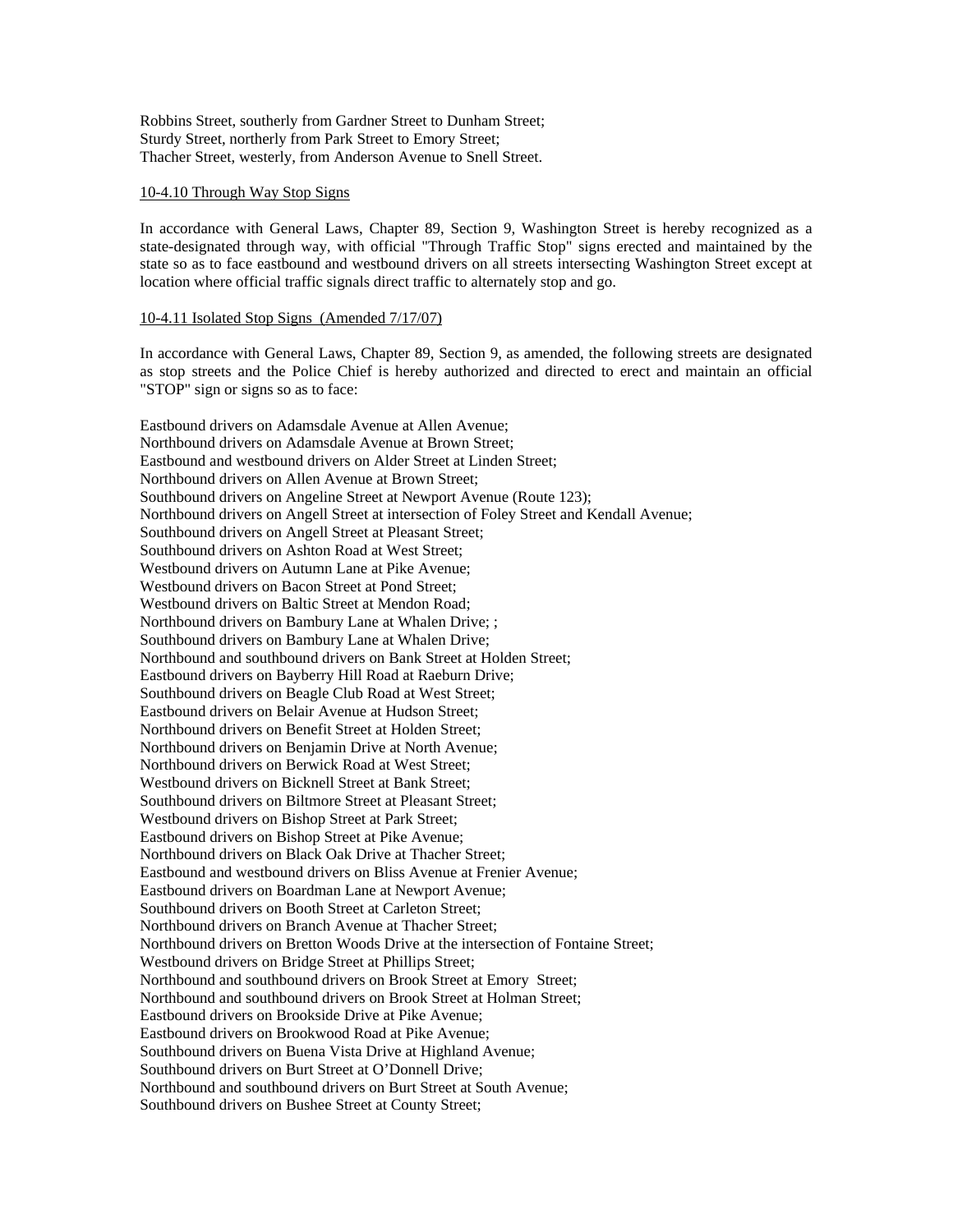Robbins Street, southerly from Gardner Street to Dunham Street;
Sturdy Street, northerly from Park Street to Emory Street;
Thacher Street, westerly, from Anderson Avenue to Snell Street.

10-4.10 Through Way Stop Signs

In accordance with General Laws, Chapter 89, Section 9, Washington Street is hereby recognized as a state-designated through way, with official "Through Traffic Stop" signs erected and maintained by the state so as to face eastbound and westbound drivers on all streets intersecting Washington Street except at location where official traffic signals direct traffic to alternately stop and go.

10-4.11 Isolated Stop Signs (Amended 7/17/07)

In accordance with General Laws, Chapter 89, Section 9, as amended, the following streets are designated as stop streets and the Police Chief is hereby authorized and directed to erect and maintain an official "STOP" sign or signs so as to face:

Eastbound drivers on Adamsdale Avenue at Allen Avenue;
Northbound drivers on Adamsdale Avenue at Brown Street;
Eastbound and westbound drivers on Alder Street at Linden Street;
Northbound drivers on Allen Avenue at Brown Street;
Southbound drivers on Angeline Street at Newport Avenue (Route 123);
Northbound drivers on Angell Street at intersection of Foley Street and Kendall Avenue;
Southbound drivers on Angell Street at Pleasant Street;
Southbound drivers on Ashton Road at West Street;
Westbound drivers on Autumn Lane at Pike Avenue;
Westbound drivers on Bacon Street at Pond Street;
Westbound drivers on Baltic Street at Mendon Road;
Northbound drivers on Bambury Lane at Whalen Drive; ;
Southbound drivers on Bambury Lane at Whalen Drive;
Northbound and southbound drivers on Bank Street at Holden Street;
Eastbound drivers on Bayberry Hill Road at Raeburn Drive;
Southbound drivers on Beagle Club Road at West Street;
Eastbound drivers on Belair Avenue at Hudson Street;
Northbound drivers on Benefit Street at Holden Street;
Northbound drivers on Benjamin Drive at North Avenue;
Northbound drivers on Berwick Road at West Street;
Westbound drivers on Bicknell Street at Bank Street;
Southbound drivers on Biltmore Street at Pleasant Street;
Westbound drivers on Bishop Street at Park Street;
Eastbound drivers on Bishop Street at Pike Avenue;
Northbound drivers on Black Oak Drive at Thacher Street;
Eastbound and westbound drivers on Bliss Avenue at Frenier Avenue;
Eastbound drivers on Boardman Lane at Newport Avenue;
Southbound drivers on Booth Street at Carleton Street;
Northbound drivers on Branch Avenue at Thacher Street;
Northbound drivers on Bretton Woods Drive at the intersection of Fontaine Street;
Westbound drivers on Bridge Street at Phillips Street;
Northbound and southbound drivers on Brook Street at Emory Street;
Northbound and southbound drivers on Brook Street at Holman Street;
Eastbound drivers on Brookside Drive at Pike Avenue;
Eastbound drivers on Brookwood Road at Pike Avenue;
Southbound drivers on Buena Vista Drive at Highland Avenue;
Southbound drivers on Burt Street at O'Donnell Drive;
Northbound and southbound drivers on Burt Street at South Avenue;
Southbound drivers on Bushee Street at County Street;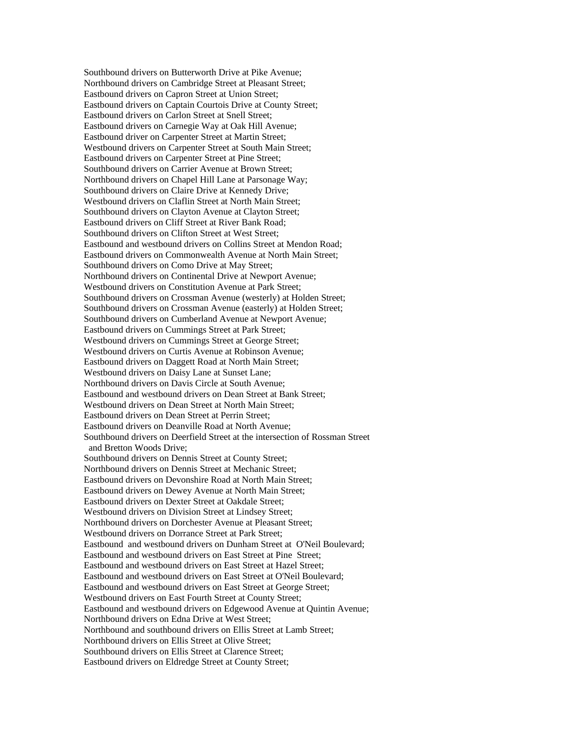Southbound drivers on Butterworth Drive at Pike Avenue;
Northbound drivers on Cambridge Street at Pleasant Street;
Eastbound drivers on Capron Street at Union Street;
Eastbound drivers on Captain Courtois Drive at County Street;
Eastbound drivers on Carlon Street at Snell Street;
Eastbound drivers on Carnegie Way at Oak Hill Avenue;
Eastbound driver on Carpenter Street at Martin Street;
Westbound drivers on Carpenter Street at South Main Street;
Eastbound drivers on Carpenter Street at Pine Street;
Southbound drivers on Carrier Avenue at Brown Street;
Northbound drivers on Chapel Hill Lane at Parsonage Way;
Southbound drivers on Claire Drive at Kennedy Drive;
Westbound drivers on Claflin Street at North Main Street;
Southbound drivers on Clayton Avenue at Clayton Street;
Eastbound drivers on Cliff Street at River Bank Road;
Southbound drivers on Clifton Street at West Street;
Eastbound and westbound drivers on Collins Street at Mendon Road;
Eastbound drivers on Commonwealth Avenue at North Main Street;
Southbound drivers on Como Drive at May Street;
Northbound drivers on Continental Drive at Newport Avenue;
Westbound drivers on Constitution Avenue at Park Street;
Southbound drivers on Crossman Avenue (westerly) at Holden Street;
Southbound drivers on Crossman Avenue (easterly) at Holden Street;
Southbound drivers on Cumberland Avenue at Newport Avenue;
Eastbound drivers on Cummings Street at Park Street;
Westbound drivers on Cummings Street at George Street;
Westbound drivers on Curtis Avenue at Robinson Avenue;
Eastbound drivers on Daggett Road at North Main Street;
Westbound drivers on Daisy Lane at Sunset Lane;
Northbound drivers on Davis Circle at South Avenue;
Eastbound and westbound drivers on Dean Street at Bank Street;
Westbound drivers on Dean Street at North Main Street;
Eastbound drivers on Dean Street at Perrin Street;
Eastbound drivers on Deanville Road at North Avenue;
Southbound drivers on Deerfield Street at the intersection of Rossman Street and Bretton Woods Drive;
Southbound drivers on Dennis Street at County Street;
Northbound drivers on Dennis Street at Mechanic Street;
Eastbound drivers on Devonshire Road at North Main Street;
Eastbound drivers on Dewey Avenue at North Main Street;
Eastbound drivers on Dexter Street at Oakdale Street;
Westbound drivers on Division Street at Lindsey Street;
Northbound drivers on Dorchester Avenue at Pleasant Street;
Westbound drivers on Dorrance Street at Park Street;
Eastbound and westbound drivers on Dunham Street at O'Neil Boulevard;
Eastbound and westbound drivers on East Street at Pine Street;
Eastbound and westbound drivers on East Street at Hazel Street;
Eastbound and westbound drivers on East Street at O'Neil Boulevard;
Eastbound and westbound drivers on East Street at George Street;
Westbound drivers on East Fourth Street at County Street;
Eastbound and westbound drivers on Edgewood Avenue at Quintin Avenue;
Northbound drivers on Edna Drive at West Street;
Northbound and southbound drivers on Ellis Street at Lamb Street;
Northbound drivers on Ellis Street at Olive Street;
Southbound drivers on Ellis Street at Clarence Street;
Eastbound drivers on Eldredge Street at County Street;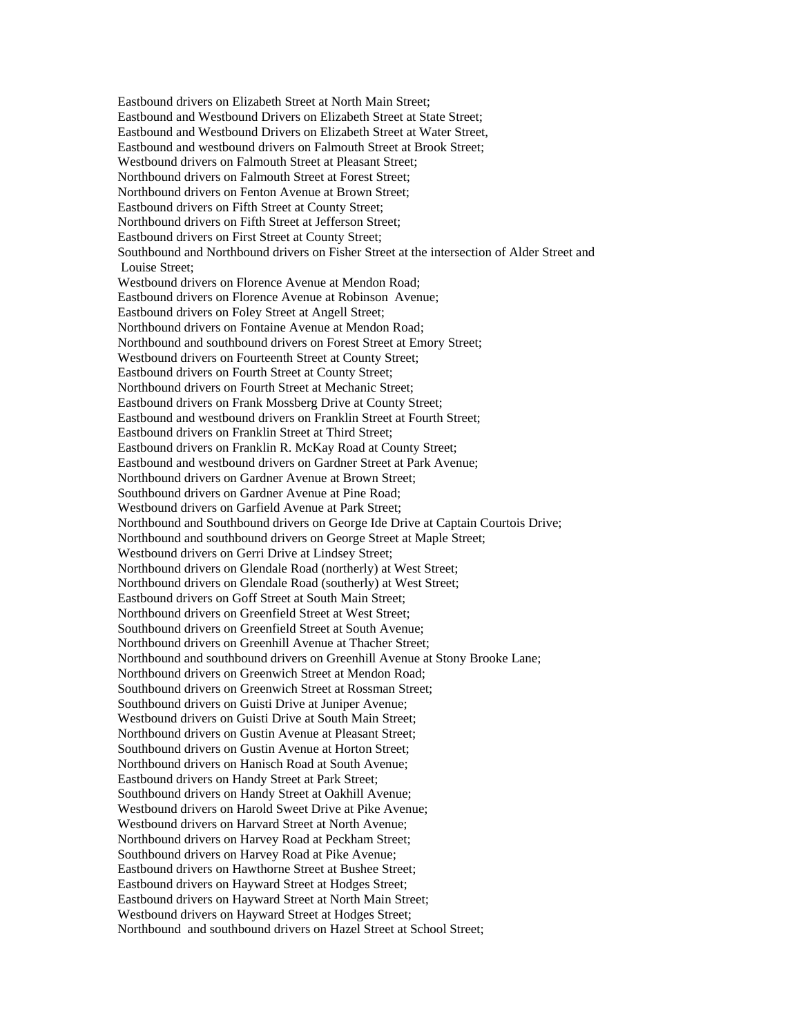Eastbound drivers on Elizabeth Street at North Main Street;
Eastbound and Westbound Drivers on Elizabeth Street at State Street;
Eastbound and Westbound Drivers on Elizabeth Street at Water Street,
Eastbound and westbound drivers on Falmouth Street at Brook Street;
Westbound drivers on Falmouth Street at Pleasant Street;
Northbound drivers on Falmouth Street at Forest Street;
Northbound drivers on Fenton Avenue at Brown Street;
Eastbound drivers on Fifth Street at County Street;
Northbound drivers on Fifth Street at Jefferson Street;
Eastbound drivers on First Street at County Street;
Southbound and Northbound drivers on Fisher Street at the intersection of Alder Street and Louise Street;
Westbound drivers on Florence Avenue at Mendon Road;
Eastbound drivers on Florence Avenue at Robinson Avenue;
Eastbound drivers on Foley Street at Angell Street;
Northbound drivers on Fontaine Avenue at Mendon Road;
Northbound and southbound drivers on Forest Street at Emory Street;
Westbound drivers on Fourteenth Street at County Street;
Eastbound drivers on Fourth Street at County Street;
Northbound drivers on Fourth Street at Mechanic Street;
Eastbound drivers on Frank Mossberg Drive at County Street;
Eastbound and westbound drivers on Franklin Street at Fourth Street;
Eastbound drivers on Franklin Street at Third Street;
Eastbound drivers on Franklin R. McKay Road at County Street;
Eastbound and westbound drivers on Gardner Street at Park Avenue;
Northbound drivers on Gardner Avenue at Brown Street;
Southbound drivers on Gardner Avenue at Pine Road;
Westbound drivers on Garfield Avenue at Park Street;
Northbound and Southbound drivers on George Ide Drive at Captain Courtois Drive;
Northbound and southbound drivers on George Street at Maple Street;
Westbound drivers on Gerri Drive at Lindsey Street;
Northbound drivers on Glendale Road (northerly) at West Street;
Northbound drivers on Glendale Road (southerly) at West Street;
Eastbound drivers on Goff Street at South Main Street;
Northbound drivers on Greenfield Street at West Street;
Southbound drivers on Greenfield Street at South Avenue;
Northbound drivers on Greenhill Avenue at Thacher Street;
Northbound and southbound drivers on Greenhill Avenue at Stony Brooke Lane;
Northbound drivers on Greenwich Street at Mendon Road;
Southbound drivers on Greenwich Street at Rossman Street;
Southbound drivers on Guisti Drive at Juniper Avenue;
Westbound drivers on Guisti Drive at South Main Street;
Northbound drivers on Gustin Avenue at Pleasant Street;
Southbound drivers on Gustin Avenue at Horton Street;
Northbound drivers on Hanisch Road at South Avenue;
Eastbound drivers on Handy Street at Park Street;
Southbound drivers on Handy Street at Oakhill Avenue;
Westbound drivers on Harold Sweet Drive at Pike Avenue;
Westbound drivers on Harvard Street at North Avenue;
Northbound drivers on Harvey Road at Peckham Street;
Southbound drivers on Harvey Road at Pike Avenue;
Eastbound drivers on Hawthorne Street at Bushee Street;
Eastbound drivers on Hayward Street at Hodges Street;
Eastbound drivers on Hayward Street at North Main Street;
Westbound drivers on Hayward Street at Hodges Street;
Northbound and southbound drivers on Hazel Street at School Street;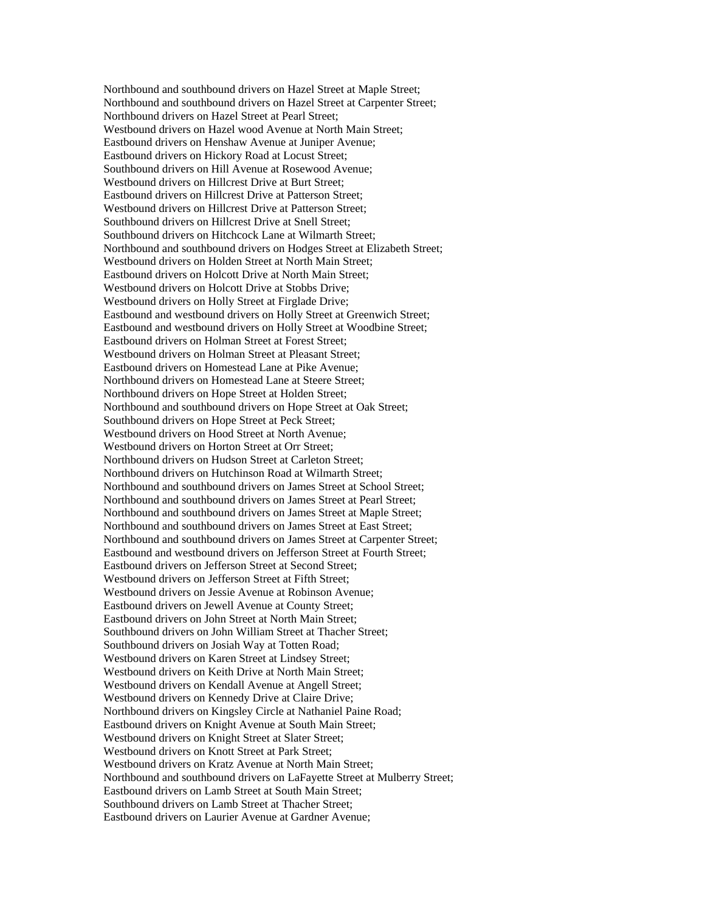Northbound and southbound drivers on Hazel Street at Maple Street;
Northbound and southbound drivers on Hazel Street at Carpenter Street;
Northbound drivers on Hazel Street at Pearl Street;
Westbound drivers on Hazel wood Avenue at North Main Street;
Eastbound drivers on Henshaw Avenue at Juniper Avenue;
Eastbound drivers on Hickory Road at Locust Street;
Southbound drivers on Hill Avenue at Rosewood Avenue;
Westbound drivers on Hillcrest Drive at Burt Street;
Eastbound drivers on Hillcrest Drive at Patterson Street;
Westbound drivers on Hillcrest Drive at Patterson Street;
Southbound drivers on Hillcrest Drive at Snell Street;
Southbound drivers on Hitchcock Lane at Wilmarth Street;
Northbound and southbound drivers on Hodges Street at Elizabeth Street;
Westbound drivers on Holden Street at North Main Street;
Eastbound drivers on Holcott Drive at North Main Street;
Westbound drivers on Holcott Drive at Stobbs Drive;
Westbound drivers on Holly Street at Firglade Drive;
Eastbound and westbound drivers on Holly Street at Greenwich Street;
Eastbound and westbound drivers on Holly Street at Woodbine Street;
Eastbound drivers on Holman Street at Forest Street;
Westbound drivers on Holman Street at Pleasant Street;
Eastbound drivers on Homestead Lane at Pike Avenue;
Northbound drivers on Homestead Lane at Steere Street;
Northbound drivers on Hope Street at Holden Street;
Northbound and southbound drivers on Hope Street at Oak Street;
Southbound drivers on Hope Street at Peck Street;
Westbound drivers on Hood Street at North Avenue;
Westbound drivers on Horton Street at Orr Street;
Northbound drivers on Hudson Street at Carleton Street;
Northbound drivers on Hutchinson Road at Wilmarth Street;
Northbound and southbound drivers on James Street at School Street;
Northbound and southbound drivers on James Street at Pearl Street;
Northbound and southbound drivers on James Street at Maple Street;
Northbound and southbound drivers on James Street at East Street;
Northbound and southbound drivers on James Street at Carpenter Street;
Eastbound and westbound drivers on Jefferson Street at Fourth Street;
Eastbound drivers on Jefferson Street at Second Street;
Westbound drivers on Jefferson Street at Fifth Street;
Westbound drivers on Jessie Avenue at Robinson Avenue;
Eastbound drivers on Jewell Avenue at County Street;
Eastbound drivers on John Street at North Main Street;
Southbound drivers on John William Street at Thacher Street;
Southbound drivers on Josiah Way at Totten Road;
Westbound drivers on Karen Street at Lindsey Street;
Westbound drivers on Keith Drive at North Main Street;
Westbound drivers on Kendall Avenue at Angell Street;
Westbound drivers on Kennedy Drive at Claire Drive;
Northbound drivers on Kingsley Circle at Nathaniel Paine Road;
Eastbound drivers on Knight Avenue at South Main Street;
Westbound drivers on Knight Street at Slater Street;
Westbound drivers on Knott Street at Park Street;
Westbound drivers on Kratz Avenue at North Main Street;
Northbound and southbound drivers on LaFayette Street at Mulberry Street;
Eastbound drivers on Lamb Street at South Main Street;
Southbound drivers on Lamb Street at Thacher Street;
Eastbound drivers on Laurier Avenue at Gardner Avenue;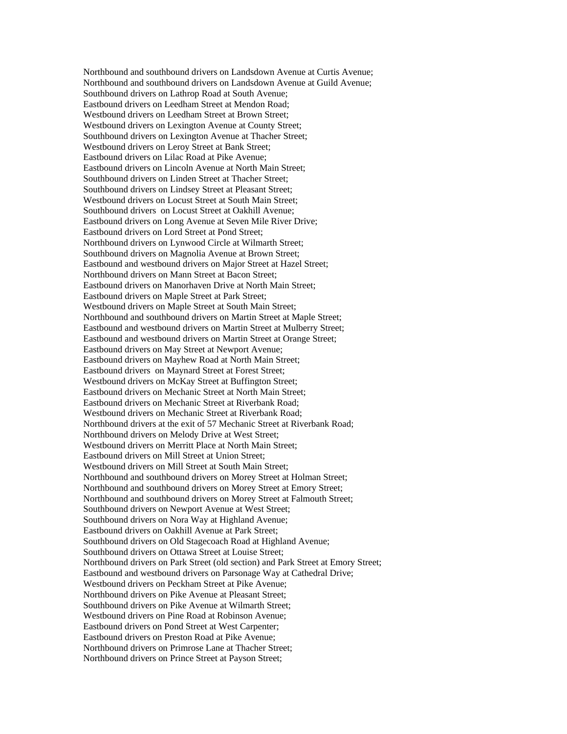Northbound and southbound drivers on Landsdown Avenue at Curtis Avenue;
Northbound and southbound drivers on Landsdown Avenue at Guild Avenue;
Southbound drivers on Lathrop Road at South Avenue;
Eastbound drivers on Leedham Street at Mendon Road;
Westbound drivers on Leedham Street at Brown Street;
Westbound drivers on Lexington Avenue at County Street;
Southbound drivers on Lexington Avenue at Thacher Street;
Westbound drivers on Leroy Street at Bank Street;
Eastbound drivers on Lilac Road at Pike Avenue;
Eastbound drivers on Lincoln Avenue at North Main Street;
Southbound drivers on Linden Street at Thacher Street;
Southbound drivers on Lindsey Street at Pleasant Street;
Westbound drivers on Locust Street at South Main Street;
Southbound drivers on Locust Street at Oakhill Avenue;
Eastbound drivers on Long Avenue at Seven Mile River Drive;
Eastbound drivers on Lord Street at Pond Street;
Northbound drivers on Lynwood Circle at Wilmarth Street;
Southbound drivers on Magnolia Avenue at Brown Street;
Eastbound and westbound drivers on Major Street at Hazel Street;
Northbound drivers on Mann Street at Bacon Street;
Eastbound drivers on Manorhaven Drive at North Main Street;
Eastbound drivers on Maple Street at Park Street;
Westbound drivers on Maple Street at South Main Street;
Northbound and southbound drivers on Martin Street at Maple Street;
Eastbound and westbound drivers on Martin Street at Mulberry Street;
Eastbound and westbound drivers on Martin Street at Orange Street;
Eastbound drivers on May Street at Newport Avenue;
Eastbound drivers on Mayhew Road at North Main Street;
Eastbound drivers on Maynard Street at Forest Street;
Westbound drivers on McKay Street at Buffington Street;
Eastbound drivers on Mechanic Street at North Main Street;
Eastbound drivers on Mechanic Street at Riverbank Road;
Westbound drivers on Mechanic Street at Riverbank Road;
Northbound drivers at the exit of 57 Mechanic Street at Riverbank Road;
Northbound drivers on Melody Drive at West Street;
Westbound drivers on Merritt Place at North Main Street;
Eastbound drivers on Mill Street at Union Street;
Westbound drivers on Mill Street at South Main Street;
Northbound and southbound drivers on Morey Street at Holman Street;
Northbound and southbound drivers on Morey Street at Emory Street;
Northbound and southbound drivers on Morey Street at Falmouth Street;
Southbound drivers on Newport Avenue at West Street;
Southbound drivers on Nora Way at Highland Avenue;
Eastbound drivers on Oakhill Avenue at Park Street;
Southbound drivers on Old Stagecoach Road at Highland Avenue;
Southbound drivers on Ottawa Street at Louise Street;
Northbound drivers on Park Street (old section) and Park Street at Emory Street;
Eastbound and westbound drivers on Parsonage Way at Cathedral Drive;
Westbound drivers on Peckham Street at Pike Avenue;
Northbound drivers on Pike Avenue at Pleasant Street;
Southbound drivers on Pike Avenue at Wilmarth Street;
Westbound drivers on Pine Road at Robinson Avenue;
Eastbound drivers on Pond Street at West Carpenter;
Eastbound drivers on Preston Road at Pike Avenue;
Northbound drivers on Primrose Lane at Thacher Street;
Northbound drivers on Prince Street at Payson Street;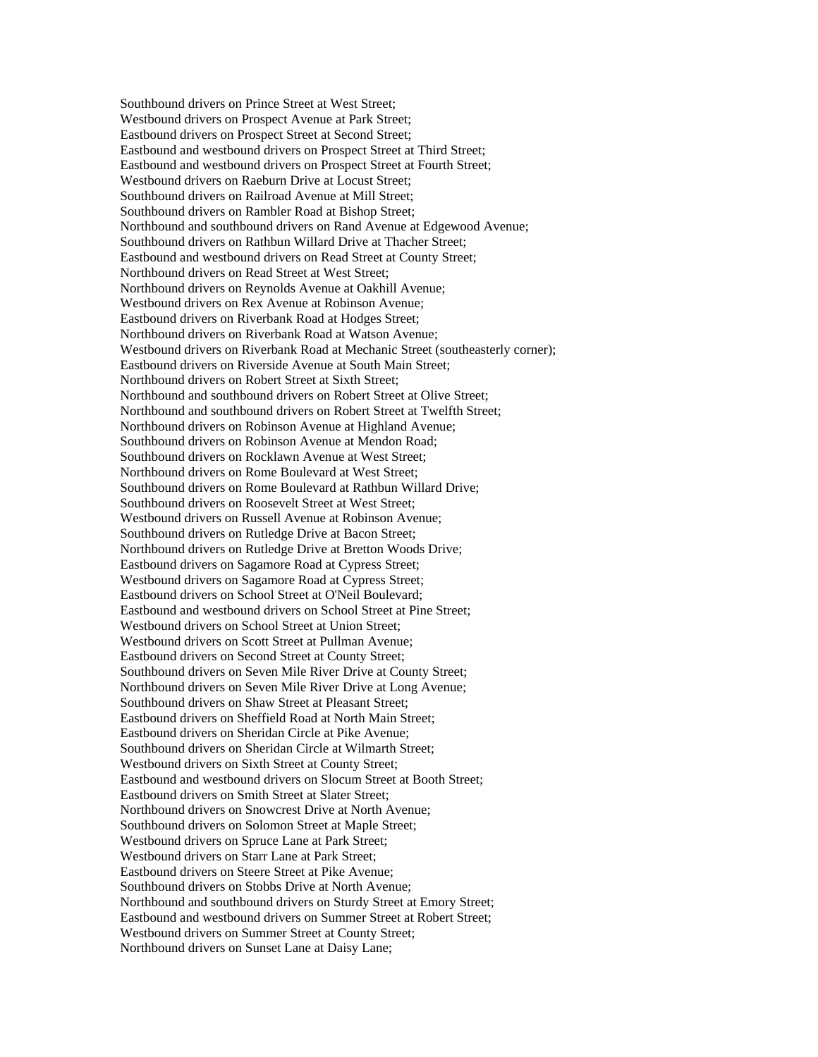Southbound drivers on Prince Street at West Street;
Westbound drivers on Prospect Avenue at Park Street;
Eastbound drivers on Prospect Street at Second Street;
Eastbound and westbound drivers on Prospect Street at Third Street;
Eastbound and westbound drivers on Prospect Street at Fourth Street;
Westbound drivers on Raeburn Drive at Locust Street;
Southbound drivers on Railroad Avenue at Mill Street;
Southbound drivers on Rambler Road at Bishop Street;
Northbound and southbound drivers on Rand Avenue at Edgewood Avenue;
Southbound drivers on Rathbun Willard Drive at Thacher Street;
Eastbound and westbound drivers on Read Street at County Street;
Northbound drivers on Read Street at West Street;
Northbound drivers on Reynolds Avenue at Oakhill Avenue;
Westbound drivers on Rex Avenue at Robinson Avenue;
Eastbound drivers on Riverbank Road at Hodges Street;
Northbound drivers on Riverbank Road at Watson Avenue;
Westbound drivers on Riverbank Road at Mechanic Street (southeasterly corner);
Eastbound drivers on Riverside Avenue at South Main Street;
Northbound drivers on Robert Street at Sixth Street;
Northbound and southbound drivers on Robert Street at Olive Street;
Northbound and southbound drivers on Robert Street at Twelfth Street;
Northbound drivers on Robinson Avenue at Highland Avenue;
Southbound drivers on Robinson Avenue at Mendon Road;
Southbound drivers on Rocklawn Avenue at West Street;
Northbound drivers on Rome Boulevard at West Street;
Southbound drivers on Rome Boulevard at Rathbun Willard Drive;
Southbound drivers on Roosevelt Street at West Street;
Westbound drivers on Russell Avenue at Robinson Avenue;
Southbound drivers on Rutledge Drive at Bacon Street;
Northbound drivers on Rutledge Drive at Bretton Woods Drive;
Eastbound drivers on Sagamore Road at Cypress Street;
Westbound drivers on Sagamore Road at Cypress Street;
Eastbound drivers on School Street at O'Neil Boulevard;
Eastbound and westbound drivers on School Street at Pine Street;
Westbound drivers on School Street at Union Street;
Westbound drivers on Scott Street at Pullman Avenue;
Eastbound drivers on Second Street at County Street;
Southbound drivers on Seven Mile River Drive at County Street;
Northbound drivers on Seven Mile River Drive at Long Avenue;
Southbound drivers on Shaw Street at Pleasant Street;
Eastbound drivers on Sheffield Road at North Main Street;
Eastbound drivers on Sheridan Circle at Pike Avenue;
Southbound drivers on Sheridan Circle at Wilmarth Street;
Westbound drivers on Sixth Street at County Street;
Eastbound and westbound drivers on Slocum Street at Booth Street;
Eastbound drivers on Smith Street at Slater Street;
Northbound drivers on Snowcrest Drive at North Avenue;
Southbound drivers on Solomon Street at Maple Street;
Westbound drivers on Spruce Lane at Park Street;
Westbound drivers on Starr Lane at Park Street;
Eastbound drivers on Steere Street at Pike Avenue;
Southbound drivers on Stobbs Drive at North Avenue;
Northbound and southbound drivers on Sturdy Street at Emory Street;
Eastbound and westbound drivers on Summer Street at Robert Street;
Westbound drivers on Summer Street at County Street;
Northbound drivers on Sunset Lane at Daisy Lane;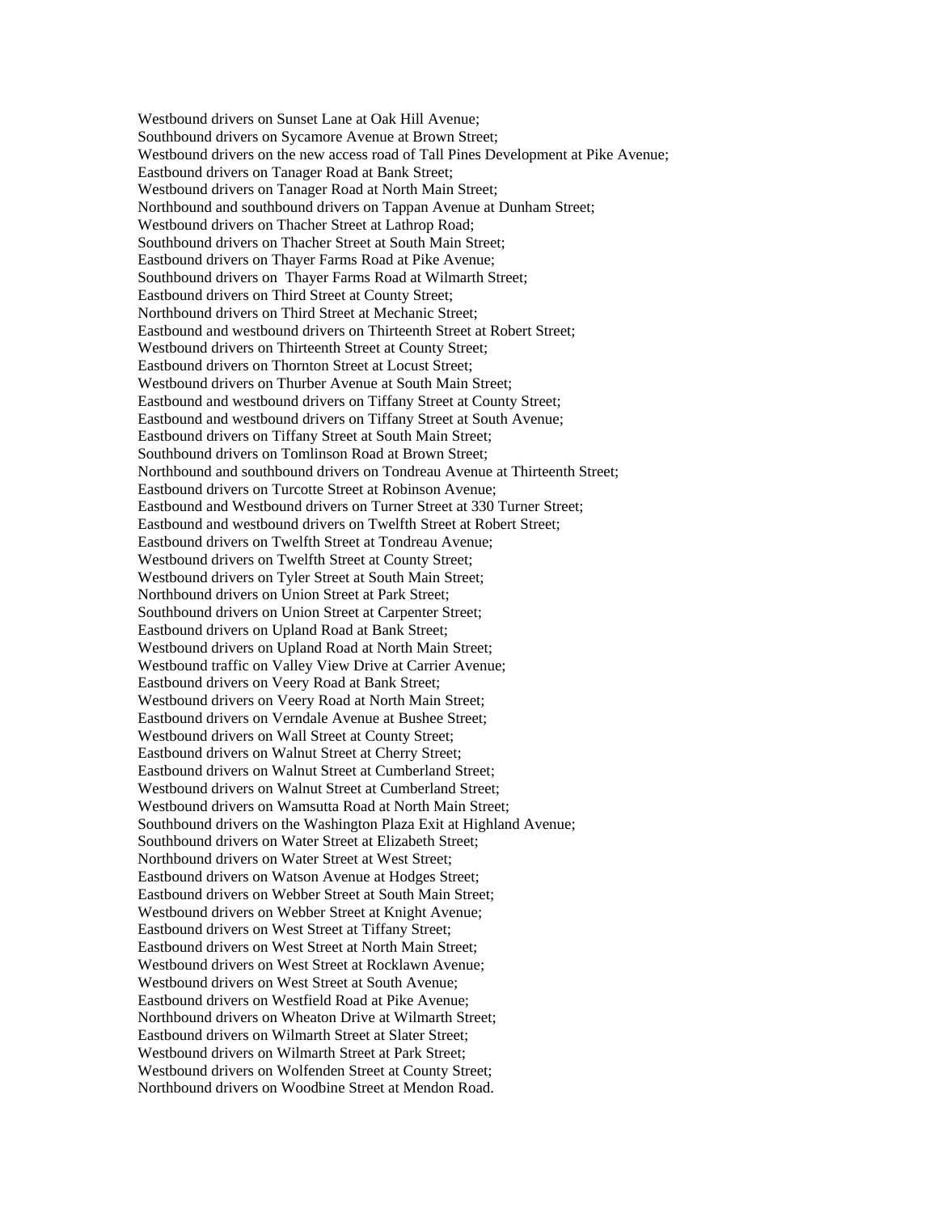Westbound drivers on Sunset Lane at Oak Hill Avenue;
Southbound drivers on Sycamore Avenue at Brown Street;
Westbound drivers on the new access road of Tall Pines Development at Pike Avenue;
Eastbound drivers on Tanager Road at Bank Street;
Westbound drivers on Tanager Road at North Main Street;
Northbound and southbound drivers on Tappan Avenue at Dunham Street;
Westbound drivers on Thacher Street at Lathrop Road;
Southbound drivers on Thacher Street at South Main Street;
Eastbound drivers on Thayer Farms Road at Pike Avenue;
Southbound drivers on Thayer Farms Road at Wilmarth Street;
Eastbound drivers on Third Street at County Street;
Northbound drivers on Third Street at Mechanic Street;
Eastbound and westbound drivers on Thirteenth Street at Robert Street;
Westbound drivers on Thirteenth Street at County Street;
Eastbound drivers on Thornton Street at Locust Street;
Westbound drivers on Thurber Avenue at South Main Street;
Eastbound and westbound drivers on Tiffany Street at County Street;
Eastbound and westbound drivers on Tiffany Street at South Avenue;
Eastbound drivers on Tiffany Street at South Main Street;
Southbound drivers on Tomlinson Road at Brown Street;
Northbound and southbound drivers on Tondreau Avenue at Thirteenth Street;
Eastbound drivers on Turcotte Street at Robinson Avenue;
Eastbound and Westbound drivers on Turner Street at 330 Turner Street;
Eastbound and westbound drivers on Twelfth Street at Robert Street;
Eastbound drivers on Twelfth Street at Tondreau Avenue;
Westbound drivers on Twelfth Street at County Street;
Westbound drivers on Tyler Street at South Main Street;
Northbound drivers on Union Street at Park Street;
Southbound drivers on Union Street at Carpenter Street;
Eastbound drivers on Upland Road at Bank Street;
Westbound drivers on Upland Road at North Main Street;
Westbound traffic on Valley View Drive at Carrier Avenue;
Eastbound drivers on Veery Road at Bank Street;
Westbound drivers on Veery Road at North Main Street;
Eastbound drivers on Verndale Avenue at Bushee Street;
Westbound drivers on Wall Street at County Street;
Eastbound drivers on Walnut Street at Cherry Street;
Eastbound drivers on Walnut Street at Cumberland Street;
Westbound drivers on Walnut Street at Cumberland Street;
Westbound drivers on Wamsutta Road at North Main Street;
Southbound drivers on the Washington Plaza Exit at Highland Avenue;
Southbound drivers on Water Street at Elizabeth Street;
Northbound drivers on Water Street at West Street;
Eastbound drivers on Watson Avenue at Hodges Street;
Eastbound drivers on Webber Street at South Main Street;
Westbound drivers on Webber Street at Knight Avenue;
Eastbound drivers on West Street at Tiffany Street;
Eastbound drivers on West Street at North Main Street;
Westbound drivers on West Street at Rocklawn Avenue;
Westbound drivers on West Street at South Avenue;
Eastbound drivers on Westfield Road at Pike Avenue;
Northbound drivers on Wheaton Drive at Wilmarth Street;
Eastbound drivers on Wilmarth Street at Slater Street;
Westbound drivers on Wilmarth Street at Park Street;
Westbound drivers on Wolfenden Street at County Street;
Northbound drivers on Woodbine Street at Mendon Road.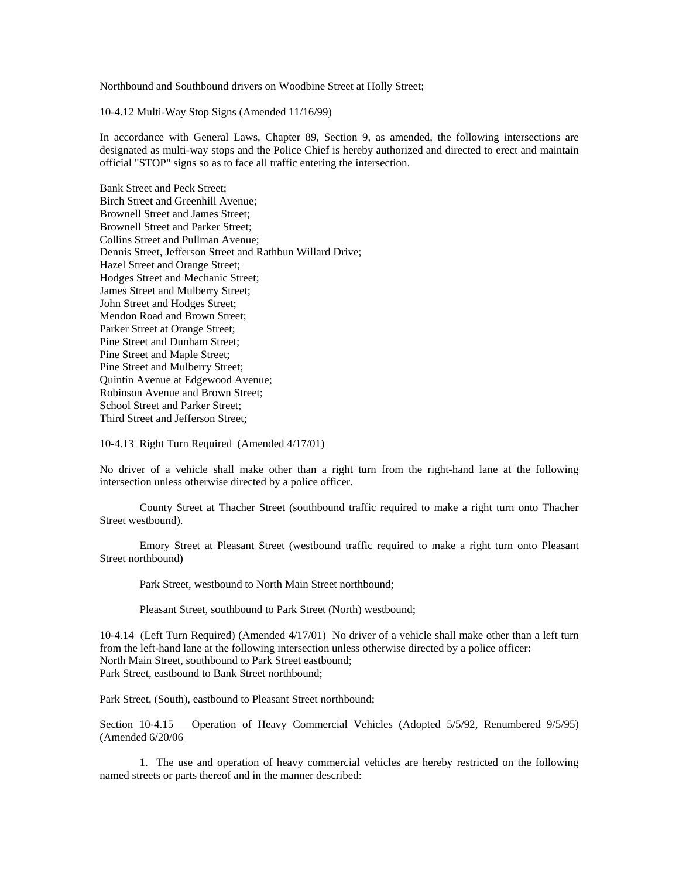Northbound and Southbound drivers on Woodbine Street at Holly Street;

10-4.12 Multi-Way Stop Signs (Amended 11/16/99)

In accordance with General Laws, Chapter 89, Section 9, as amended, the following intersections are designated as multi-way stops and the Police Chief is hereby authorized and directed to erect and maintain official "STOP" signs so as to face all traffic entering the intersection.

Bank Street and Peck Street;
Birch Street and Greenhill Avenue;
Brownell Street and James Street;
Brownell Street and Parker Street;
Collins Street and Pullman Avenue;
Dennis Street, Jefferson Street and Rathbun Willard Drive;
Hazel Street and Orange Street;
Hodges Street and Mechanic Street;
James Street and Mulberry Street;
John Street and Hodges Street;
Mendon Road and Brown Street;
Parker Street at Orange Street;
Pine Street and Dunham Street;
Pine Street and Maple Street;
Pine Street and Mulberry Street;
Quintin Avenue at Edgewood Avenue;
Robinson Avenue and Brown Street;
School Street and Parker Street;
Third Street and Jefferson Street;

10-4.13 Right Turn Required (Amended 4/17/01)

No driver of a vehicle shall make other than a right turn from the right-hand lane at the following intersection unless otherwise directed by a police officer.

County Street at Thacher Street (southbound traffic required to make a right turn onto Thacher Street westbound).

Emory Street at Pleasant Street (westbound traffic required to make a right turn onto Pleasant Street northbound)

Park Street, westbound to North Main Street northbound;

Pleasant Street, southbound to Park Street (North) westbound;

10-4.14 (Left Turn Required) (Amended 4/17/01) No driver of a vehicle shall make other than a left turn from the left-hand lane at the following intersection unless otherwise directed by a police officer:
North Main Street, southbound to Park Street eastbound;
Park Street, eastbound to Bank Street northbound;

Park Street, (South), eastbound to Pleasant Street northbound;

Section 10-4.15 Operation of Heavy Commercial Vehicles (Adopted 5/5/92, Renumbered 9/5/95) (Amended 6/20/06

1. The use and operation of heavy commercial vehicles are hereby restricted on the following named streets or parts thereof and in the manner described: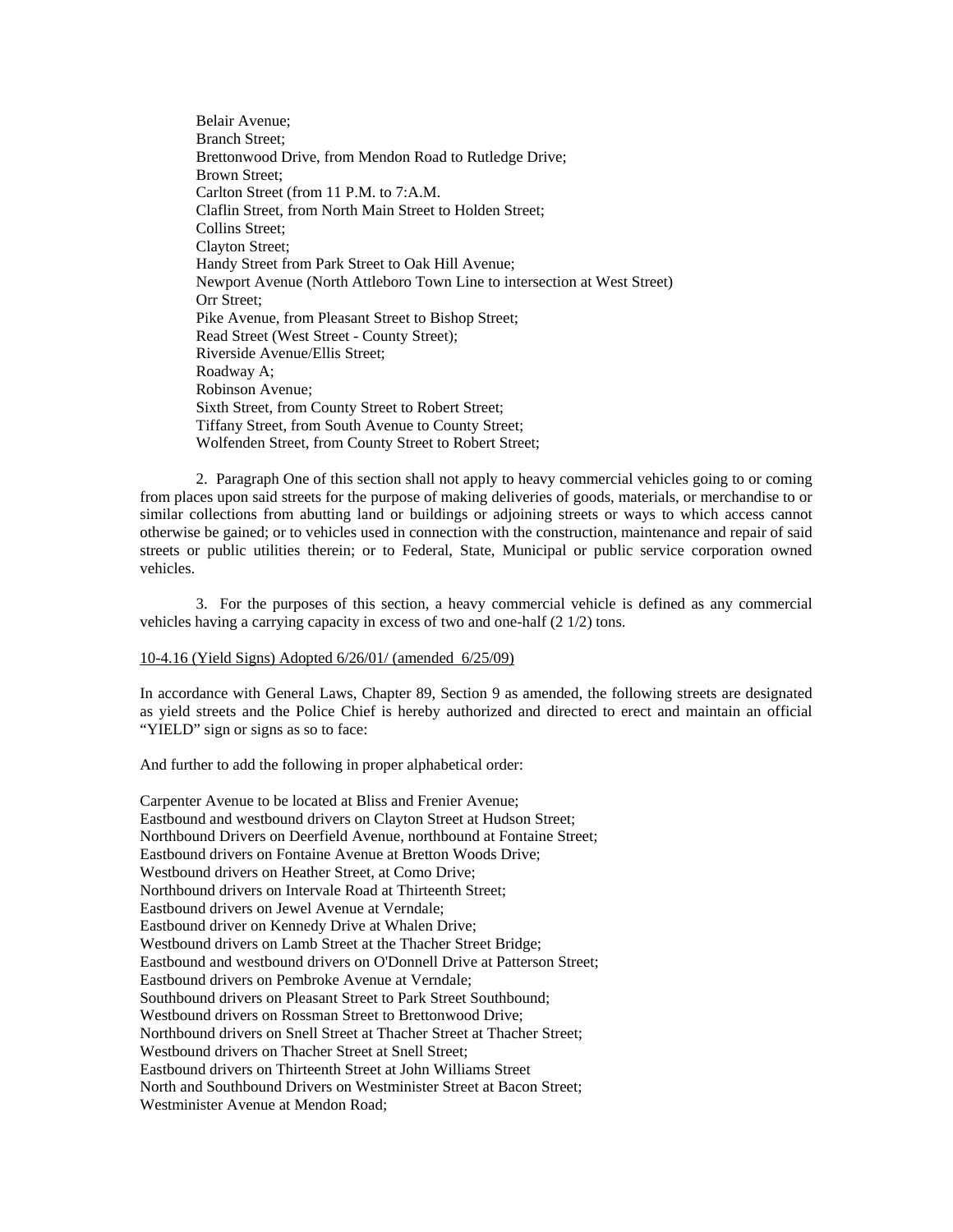Belair Avenue;
Branch Street;
Brettonwood Drive, from Mendon Road to Rutledge Drive;
Brown Street;
Carlton Street (from 11 P.M. to 7:A.M.
Claflin Street, from North Main Street to Holden Street;
Collins Street;
Clayton Street;
Handy Street from Park Street to Oak Hill Avenue;
Newport Avenue (North Attleboro Town Line to intersection at West Street)
Orr Street;
Pike Avenue, from Pleasant Street to Bishop Street;
Read Street (West Street - County Street);
Riverside Avenue/Ellis Street;
Roadway A;
Robinson Avenue;
Sixth Street, from County Street to Robert Street;
Tiffany Street, from South Avenue to County Street;
Wolfenden Street, from County Street to Robert Street;

2. Paragraph One of this section shall not apply to heavy commercial vehicles going to or coming from places upon said streets for the purpose of making deliveries of goods, materials, or merchandise to or similar collections from abutting land or buildings or adjoining streets or ways to which access cannot otherwise be gained; or to vehicles used in connection with the construction, maintenance and repair of said streets or public utilities therein; or to Federal, State, Municipal or public service corporation owned vehicles.

3. For the purposes of this section, a heavy commercial vehicle is defined as any commercial vehicles having a carrying capacity in excess of two and one-half (2 1/2) tons.

10-4.16 (Yield Signs) Adopted 6/26/01/ (amended 6/25/09)

In accordance with General Laws, Chapter 89, Section 9 as amended, the following streets are designated as yield streets and the Police Chief is hereby authorized and directed to erect and maintain an official "YIELD" sign or signs as so to face:

And further to add the following in proper alphabetical order:

Carpenter Avenue to be located at Bliss and Frenier Avenue;
Eastbound and westbound drivers on Clayton Street at Hudson Street;
Northbound Drivers on Deerfield Avenue, northbound at Fontaine Street;
Eastbound drivers on Fontaine Avenue at Bretton Woods Drive;
Westbound drivers on Heather Street, at Como Drive;
Northbound drivers on Intervale Road at Thirteenth Street;
Eastbound drivers on Jewel Avenue at Verndale;
Eastbound driver on Kennedy Drive at Whalen Drive;
Westbound drivers on Lamb Street at the Thacher Street Bridge;
Eastbound and westbound drivers on O'Donnell Drive at Patterson Street;
Eastbound drivers on Pembroke Avenue at Verndale;
Southbound drivers on Pleasant Street to Park Street Southbound;
Westbound drivers on Rossman Street to Brettonwood Drive;
Northbound drivers on Snell Street at Thacher Street at Thacher Street;
Westbound drivers on Thacher Street at Snell Street;
Eastbound drivers on Thirteenth Street at John Williams Street
North and Southbound Drivers on Westminister Street at Bacon Street;
Westminister Avenue at Mendon Road;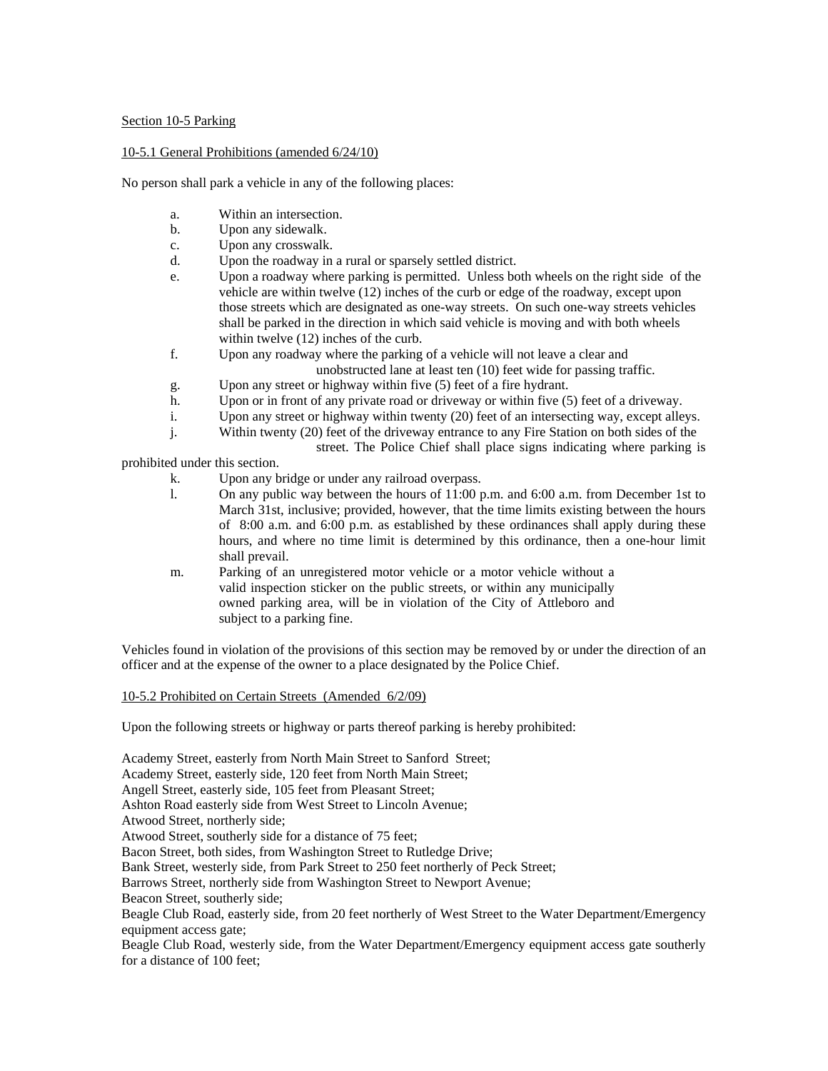Section 10-5 Parking

10-5.1 General Prohibitions (amended 6/24/10)

No person shall park a vehicle in any of the following places:

a. Within an intersection.
b. Upon any sidewalk.
c. Upon any crosswalk.
d. Upon the roadway in a rural or sparsely settled district.
e. Upon a roadway where parking is permitted. Unless both wheels on the right side of the vehicle are within twelve (12) inches of the curb or edge of the roadway, except upon those streets which are designated as one-way streets. On such one-way streets vehicles shall be parked in the direction in which said vehicle is moving and with both wheels within twelve (12) inches of the curb.
f. Upon any roadway where the parking of a vehicle will not leave a clear and unobstructed lane at least ten (10) feet wide for passing traffic.
g. Upon any street or highway within five (5) feet of a fire hydrant.
h. Upon or in front of any private road or driveway or within five (5) feet of a driveway.
i. Upon any street or highway within twenty (20) feet of an intersecting way, except alleys.
j. Within twenty (20) feet of the driveway entrance to any Fire Station on both sides of the street. The Police Chief shall place signs indicating where parking is prohibited under this section.
k. Upon any bridge or under any railroad overpass.
l. On any public way between the hours of 11:00 p.m. and 6:00 a.m. from December 1st to March 31st, inclusive; provided, however, that the time limits existing between the hours of 8:00 a.m. and 6:00 p.m. as established by these ordinances shall apply during these hours, and where no time limit is determined by this ordinance, then a one-hour limit shall prevail.
m. Parking of an unregistered motor vehicle or a motor vehicle without a valid inspection sticker on the public streets, or within any municipally owned parking area, will be in violation of the City of Attleboro and subject to a parking fine.

Vehicles found in violation of the provisions of this section may be removed by or under the direction of an officer and at the expense of the owner to a place designated by the Police Chief.

10-5.2 Prohibited on Certain Streets (Amended 6/2/09)

Upon the following streets or highway or parts thereof parking is hereby prohibited:

Academy Street, easterly from North Main Street to Sanford Street;
Academy Street, easterly side, 120 feet from North Main Street;
Angell Street, easterly side, 105 feet from Pleasant Street;
Ashton Road easterly side from West Street to Lincoln Avenue;
Atwood Street, northerly side;
Atwood Street, southerly side for a distance of 75 feet;
Bacon Street, both sides, from Washington Street to Rutledge Drive;
Bank Street, westerly side, from Park Street to 250 feet northerly of Peck Street;
Barrows Street, northerly side from Washington Street to Newport Avenue;
Beacon Street, southerly side;
Beagle Club Road, easterly side, from 20 feet northerly of West Street to the Water Department/Emergency equipment access gate;
Beagle Club Road, westerly side, from the Water Department/Emergency equipment access gate southerly for a distance of 100 feet;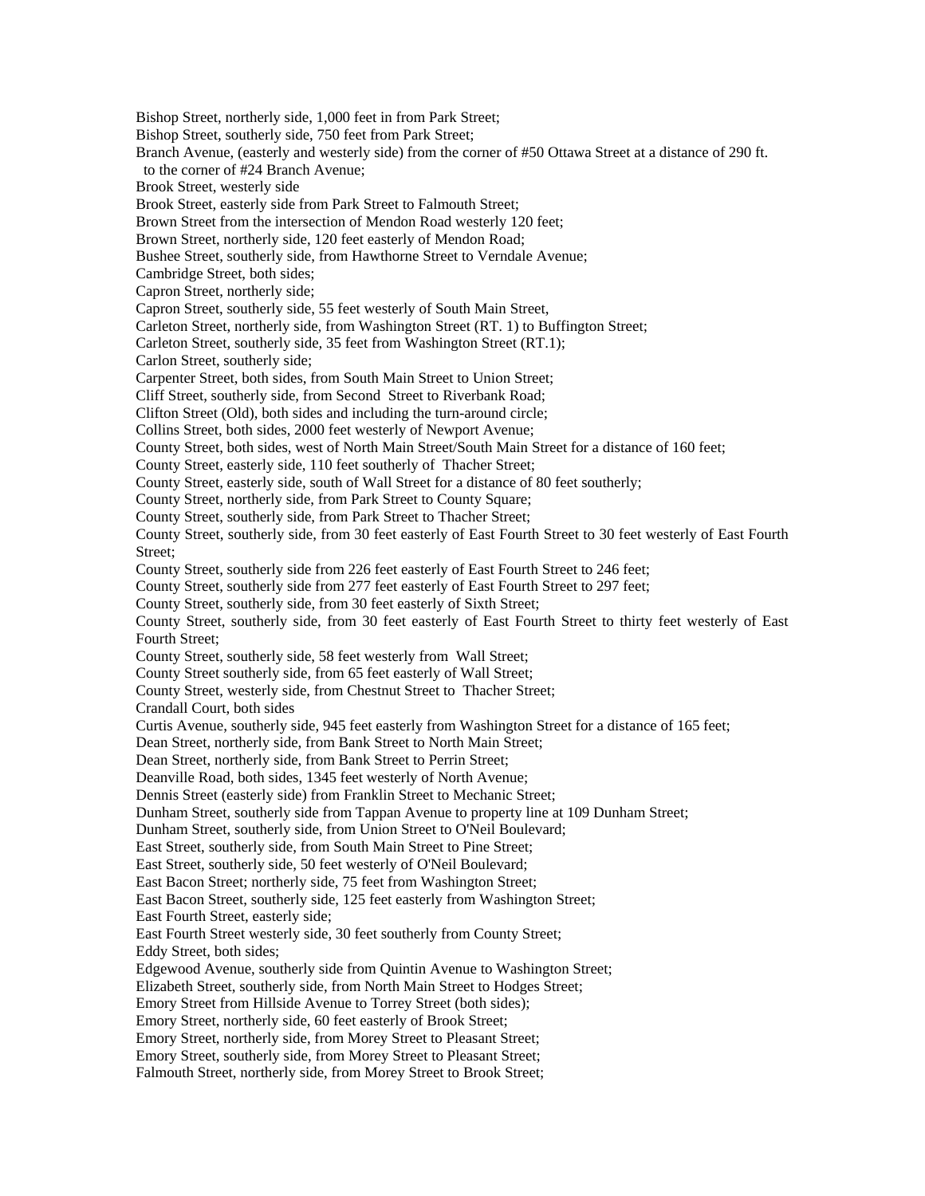Bishop Street, northerly side, 1,000 feet in from Park Street;
Bishop Street, southerly side, 750 feet from Park Street;
Branch Avenue, (easterly and westerly side) from the corner of #50 Ottawa Street at a distance of 290 ft. to the corner of #24 Branch Avenue;
Brook Street, westerly side
Brook Street, easterly side from Park Street to Falmouth Street;
Brown Street from the intersection of Mendon Road westerly 120 feet;
Brown Street, northerly side, 120 feet easterly of Mendon Road;
Bushee Street, southerly side, from Hawthorne Street to Verndale Avenue;
Cambridge Street, both sides;
Capron Street, northerly side;
Capron Street, southerly side, 55 feet westerly of South Main Street,
Carleton Street, northerly side, from Washington Street (RT. 1) to Buffington Street;
Carleton Street, southerly side, 35 feet from Washington Street (RT.1);
Carlon Street, southerly side;
Carpenter Street, both sides, from South Main Street to Union Street;
Cliff Street, southerly side, from Second Street to Riverbank Road;
Clifton Street (Old), both sides and including the turn-around circle;
Collins Street, both sides, 2000 feet westerly of Newport Avenue;
County Street, both sides, west of North Main Street/South Main Street for a distance of 160 feet;
County Street, easterly side, 110 feet southerly of Thacher Street;
County Street, easterly side, south of Wall Street for a distance of 80 feet southerly;
County Street, northerly side, from Park Street to County Square;
County Street, southerly side, from Park Street to Thacher Street;
County Street, southerly side, from 30 feet easterly of East Fourth Street to 30 feet westerly of East Fourth Street;
County Street, southerly side from 226 feet easterly of East Fourth Street to 246 feet;
County Street, southerly side from 277 feet easterly of East Fourth Street to 297 feet;
County Street, southerly side, from 30 feet easterly of Sixth Street;
County Street, southerly side, from 30 feet easterly of East Fourth Street to thirty feet westerly of East Fourth Street;
County Street, southerly side, 58 feet westerly from Wall Street;
County Street southerly side, from 65 feet easterly of Wall Street;
County Street, westerly side, from Chestnut Street to Thacher Street;
Crandall Court, both sides
Curtis Avenue, southerly side, 945 feet easterly from Washington Street for a distance of 165 feet;
Dean Street, northerly side, from Bank Street to North Main Street;
Dean Street, northerly side, from Bank Street to Perrin Street;
Deanville Road, both sides, 1345 feet westerly of North Avenue;
Dennis Street (easterly side) from Franklin Street to Mechanic Street;
Dunham Street, southerly side from Tappan Avenue to property line at 109 Dunham Street;
Dunham Street, southerly side, from Union Street to O'Neil Boulevard;
East Street, southerly side, from South Main Street to Pine Street;
East Street, southerly side, 50 feet westerly of O'Neil Boulevard;
East Bacon Street; northerly side, 75 feet from Washington Street;
East Bacon Street, southerly side, 125 feet easterly from Washington Street;
East Fourth Street, easterly side;
East Fourth Street westerly side, 30 feet southerly from County Street;
Eddy Street, both sides;
Edgewood Avenue, southerly side from Quintin Avenue to Washington Street;
Elizabeth Street, southerly side, from North Main Street to Hodges Street;
Emory Street from Hillside Avenue to Torrey Street (both sides);
Emory Street, northerly side, 60 feet easterly of Brook Street;
Emory Street, northerly side, from Morey Street to Pleasant Street;
Emory Street, southerly side, from Morey Street to Pleasant Street;
Falmouth Street, northerly side, from Morey Street to Brook Street;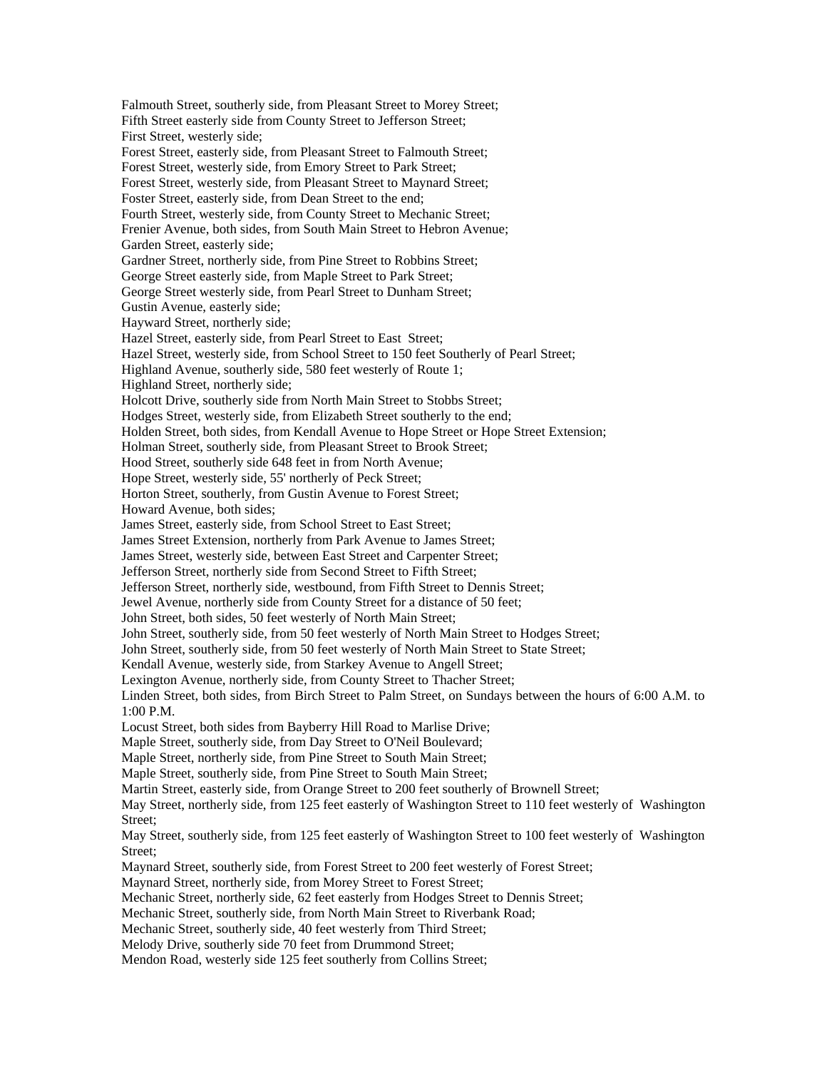Falmouth Street, southerly side, from Pleasant Street to Morey Street;
Fifth Street easterly side from County Street to Jefferson Street;
First Street, westerly side;
Forest Street, easterly side, from Pleasant Street to Falmouth Street;
Forest Street, westerly side, from Emory Street to Park Street;
Forest Street, westerly side, from Pleasant Street to Maynard Street;
Foster Street, easterly side, from Dean Street to the end;
Fourth Street, westerly side, from County Street to Mechanic Street;
Frenier Avenue, both sides, from South Main Street to Hebron Avenue;
Garden Street, easterly side;
Gardner Street, northerly side, from Pine Street to Robbins Street;
George Street easterly side, from Maple Street to Park Street;
George Street westerly side, from Pearl Street to Dunham Street;
Gustin Avenue, easterly side;
Hayward Street, northerly side;
Hazel Street, easterly side, from Pearl Street to East Street;
Hazel Street, westerly side, from School Street to 150 feet Southerly of Pearl Street;
Highland Avenue, southerly side, 580 feet westerly of Route 1;
Highland Street, northerly side;
Holcott Drive, southerly side from North Main Street to Stobbs Street;
Hodges Street, westerly side, from Elizabeth Street southerly to the end;
Holden Street, both sides, from Kendall Avenue to Hope Street or Hope Street Extension;
Holman Street, southerly side, from Pleasant Street to Brook Street;
Hood Street, southerly side 648 feet in from North Avenue;
Hope Street, westerly side, 55' northerly of Peck Street;
Horton Street, southerly, from Gustin Avenue to Forest Street;
Howard Avenue, both sides;
James Street, easterly side, from School Street to East Street;
James Street Extension, northerly from Park Avenue to James Street;
James Street, westerly side, between East Street and Carpenter Street;
Jefferson Street, northerly side from Second Street to Fifth Street;
Jefferson Street, northerly side, westbound, from Fifth Street to Dennis Street;
Jewel Avenue, northerly side from County Street for a distance of 50 feet;
John Street, both sides, 50 feet westerly of North Main Street;
John Street, southerly side, from 50 feet westerly of North Main Street to Hodges Street;
John Street, southerly side, from 50 feet westerly of North Main Street to State Street;
Kendall Avenue, westerly side, from Starkey Avenue to Angell Street;
Lexington Avenue, northerly side, from County Street to Thacher Street;
Linden Street, both sides, from Birch Street to Palm Street, on Sundays between the hours of 6:00 A.M. to 1:00 P.M.
Locust Street, both sides from Bayberry Hill Road to Marlise Drive;
Maple Street, southerly side, from Day Street to O'Neil Boulevard;
Maple Street, northerly side, from Pine Street to South Main Street;
Maple Street, southerly side, from Pine Street to South Main Street;
Martin Street, easterly side, from Orange Street to 200 feet southerly of Brownell Street;
May Street, northerly side, from 125 feet easterly of Washington Street to 110 feet westerly of Washington Street;
May Street, southerly side, from 125 feet easterly of Washington Street to 100 feet westerly of Washington Street;
Maynard Street, southerly side, from Forest Street to 200 feet westerly of Forest Street;
Maynard Street, northerly side, from Morey Street to Forest Street;
Mechanic Street, northerly side, 62 feet easterly from Hodges Street to Dennis Street;
Mechanic Street, southerly side, from North Main Street to Riverbank Road;
Mechanic Street, southerly side, 40 feet westerly from Third Street;
Melody Drive, southerly side 70 feet from Drummond Street;
Mendon Road, westerly side 125 feet southerly from Collins Street;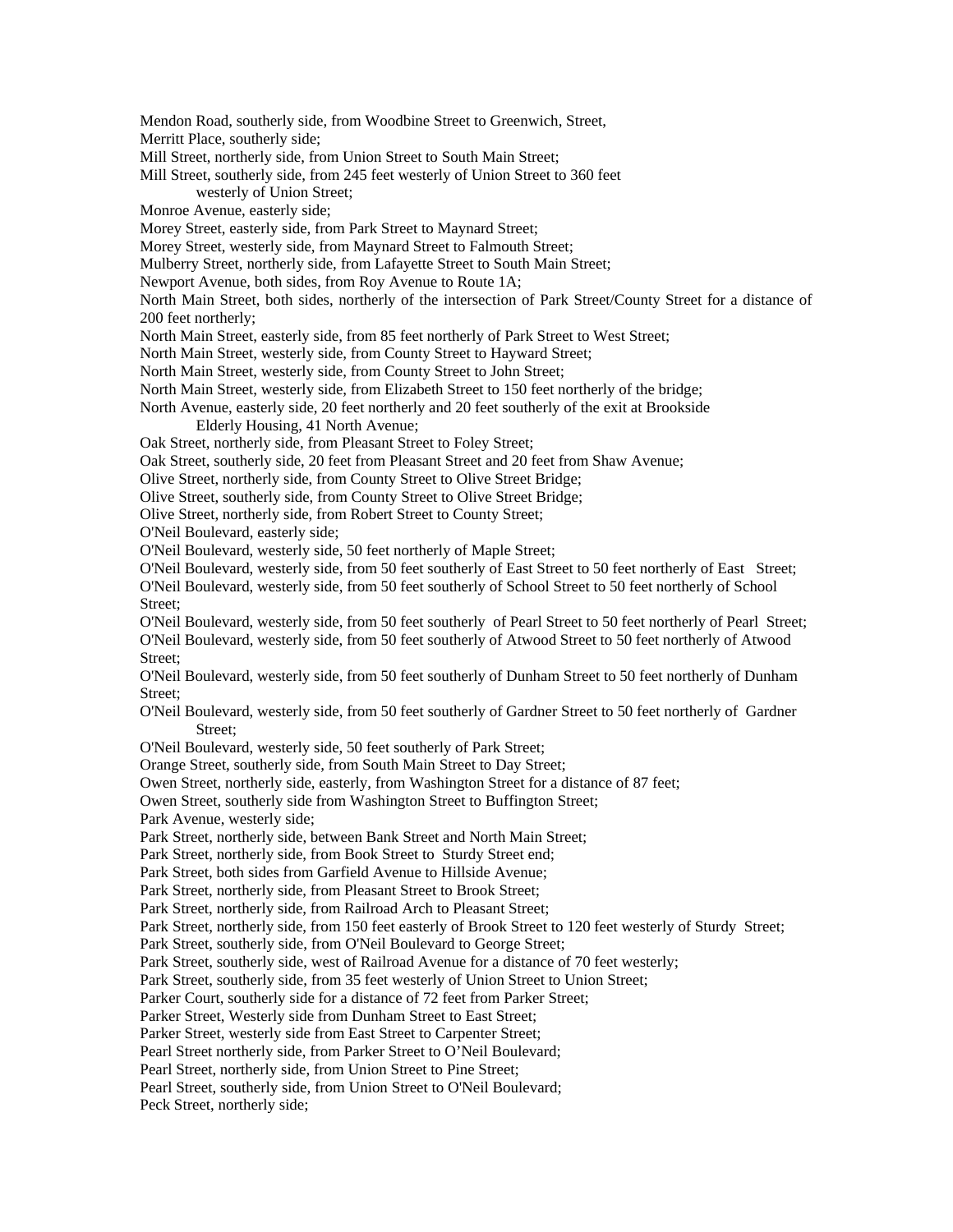Mendon Road, southerly side, from Woodbine Street to Greenwich, Street,

Merritt Place, southerly side;

Mill Street, northerly side, from Union Street to South Main Street;

Mill Street, southerly side, from 245 feet westerly of Union Street to 360 feet westerly of Union Street;

Monroe Avenue, easterly side;

Morey Street, easterly side, from Park Street to Maynard Street;

Morey Street, westerly side, from Maynard Street to Falmouth Street;

Mulberry Street, northerly side, from Lafayette Street to South Main Street;

Newport Avenue, both sides, from Roy Avenue to Route 1A;

North Main Street, both sides, northerly of the intersection of Park Street/County Street for a distance of 200 feet northerly;

North Main Street, easterly side, from 85 feet northerly of Park Street to West Street;

North Main Street, westerly side, from County Street to Hayward Street;

North Main Street, westerly side, from County Street to John Street;

North Main Street, westerly side, from Elizabeth Street to 150 feet northerly of the bridge;

North Avenue, easterly side, 20 feet northerly and 20 feet southerly of the exit at Brookside Elderly Housing, 41 North Avenue;

Oak Street, northerly side, from Pleasant Street to Foley Street;

Oak Street, southerly side, 20 feet from Pleasant Street and 20 feet from Shaw Avenue;

Olive Street, northerly side, from County Street to Olive Street Bridge;

Olive Street, southerly side, from County Street to Olive Street Bridge;

Olive Street, northerly side, from Robert Street to County Street;

O'Neil Boulevard, easterly side;

O'Neil Boulevard, westerly side, 50 feet northerly of Maple Street;

O'Neil Boulevard, westerly side, from 50 feet southerly of East Street to 50 feet northerly of East Street;

O'Neil Boulevard, westerly side, from 50 feet southerly of School Street to 50 feet northerly of School Street;

O'Neil Boulevard, westerly side, from 50 feet southerly of Pearl Street to 50 feet northerly of Pearl Street;

O'Neil Boulevard, westerly side, from 50 feet southerly of Atwood Street to 50 feet northerly of Atwood Street;

O'Neil Boulevard, westerly side, from 50 feet southerly of Dunham Street to 50 feet northerly of Dunham Street;

O'Neil Boulevard, westerly side, from 50 feet southerly of Gardner Street to 50 feet northerly of Gardner Street;

O'Neil Boulevard, westerly side, 50 feet southerly of Park Street;

Orange Street, southerly side, from South Main Street to Day Street;

Owen Street, northerly side, easterly, from Washington Street for a distance of 87 feet;

Owen Street, southerly side from Washington Street to Buffington Street;

Park Avenue, westerly side;

Park Street, northerly side, between Bank Street and North Main Street;

Park Street, northerly side, from Book Street to Sturdy Street end;

Park Street, both sides from Garfield Avenue to Hillside Avenue;

Park Street, northerly side, from Pleasant Street to Brook Street;

Park Street, northerly side, from Railroad Arch to Pleasant Street;

Park Street, northerly side, from 150 feet easterly of Brook Street to 120 feet westerly of Sturdy Street;

Park Street, southerly side, from O'Neil Boulevard to George Street;

Park Street, southerly side, west of Railroad Avenue for a distance of 70 feet westerly;

Park Street, southerly side, from 35 feet westerly of Union Street to Union Street;

Parker Court, southerly side for a distance of 72 feet from Parker Street;

Parker Street, Westerly side from Dunham Street to East Street;

Parker Street, westerly side from East Street to Carpenter Street;

Pearl Street northerly side, from Parker Street to O'Neil Boulevard;

Pearl Street, northerly side, from Union Street to Pine Street;

Pearl Street, southerly side, from Union Street to O'Neil Boulevard;

Peck Street, northerly side;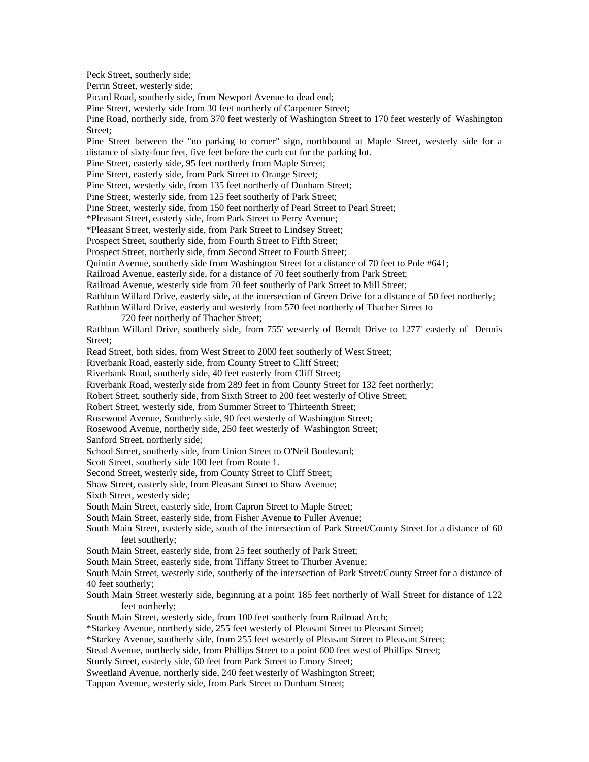Peck Street, southerly side;

Perrin Street, westerly side;

Picard Road, southerly side, from Newport Avenue to dead end;

Pine Street, westerly side from 30 feet northerly of Carpenter Street;

Pine Road, northerly side, from 370 feet westerly of Washington Street to 170 feet westerly of Washington Street;

Pine Street between the "no parking to corner" sign, northbound at Maple Street, westerly side for a distance of sixty-four feet, five feet before the curb cut for the parking lot.

Pine Street, easterly side, 95 feet northerly from Maple Street;

Pine Street, easterly side, from Park Street to Orange Street;

Pine Street, westerly side, from 135 feet northerly of Dunham Street;

Pine Street, westerly side, from 125 feet southerly of Park Street;

Pine Street, westerly side, from 150 feet northerly of Pearl Street to Pearl Street;

*Pleasant Street, easterly side, from Park Street to Perry Avenue;

*Pleasant Street, westerly side, from Park Street to Lindsey Street;

Prospect Street, southerly side, from Fourth Street to Fifth Street;

Prospect Street, northerly side, from Second Street to Fourth Street;

Quintin Avenue, southerly side from Washington Street for a distance of 70 feet to Pole #641;

Railroad Avenue, easterly side, for a distance of 70 feet southerly from Park Street;

Railroad Avenue, westerly side from 70 feet southerly of Park Street to Mill Street;

Rathbun Willard Drive, easterly side, at the intersection of Green Drive for a distance of 50 feet northerly;

Rathbun Willard Drive, easterly and westerly from 570 feet northerly of Thacher Street to 720 feet northerly of Thacher Street;

Rathbun Willard Drive, southerly side, from 755' westerly of Berndt Drive to 1277' easterly of Dennis Street;

Read Street, both sides, from West Street to 2000 feet southerly of West Street;

Riverbank Road, easterly side, from County Street to Cliff Street;

Riverbank Road, southerly side, 40 feet easterly from Cliff Street;

Riverbank Road, westerly side from 289 feet in from County Street for 132 feet northerly;

Robert Street, southerly side, from Sixth Street to 200 feet westerly of Olive Street;

Robert Street, westerly side, from Summer Street to Thirteenth Street;

Rosewood Avenue, Southerly side, 90 feet westerly of Washington Street;

Rosewood Avenue, northerly side, 250 feet westerly of Washington Street;

Sanford Street, northerly side;

School Street, southerly side, from Union Street to O'Neil Boulevard;

Scott Street, southerly side 100 feet from Route 1.

Second Street, westerly side, from County Street to Cliff Street;

Shaw Street, easterly side, from Pleasant Street to Shaw Avenue;

Sixth Street, westerly side;

South Main Street, easterly side, from Capron Street to Maple Street;

South Main Street, easterly side, from Fisher Avenue to Fuller Avenue;

South Main Street, easterly side, south of the intersection of Park Street/County Street for a distance of 60 feet southerly;

South Main Street, easterly side, from 25 feet southerly of Park Street;

South Main Street, easterly side, from Tiffany Street to Thurber Avenue;

South Main Street, westerly side, southerly of the intersection of Park Street/County Street for a distance of 40 feet southerly;

South Main Street westerly side, beginning at a point 185 feet northerly of Wall Street for distance of 122 feet northerly;

South Main Street, westerly side, from 100 feet southerly from Railroad Arch;

*Starkey Avenue, northerly side, 255 feet westerly of Pleasant Street to Pleasant Street;

*Starkey Avenue, southerly side, from 255 feet westerly of Pleasant Street to Pleasant Street;

Stead Avenue, northerly side, from Phillips Street to a point 600 feet west of Phillips Street;

Sturdy Street, easterly side, 60 feet from Park Street to Emory Street;

Sweetland Avenue, northerly side, 240 feet westerly of Washington Street;

Tappan Avenue, westerly side, from Park Street to Dunham Street;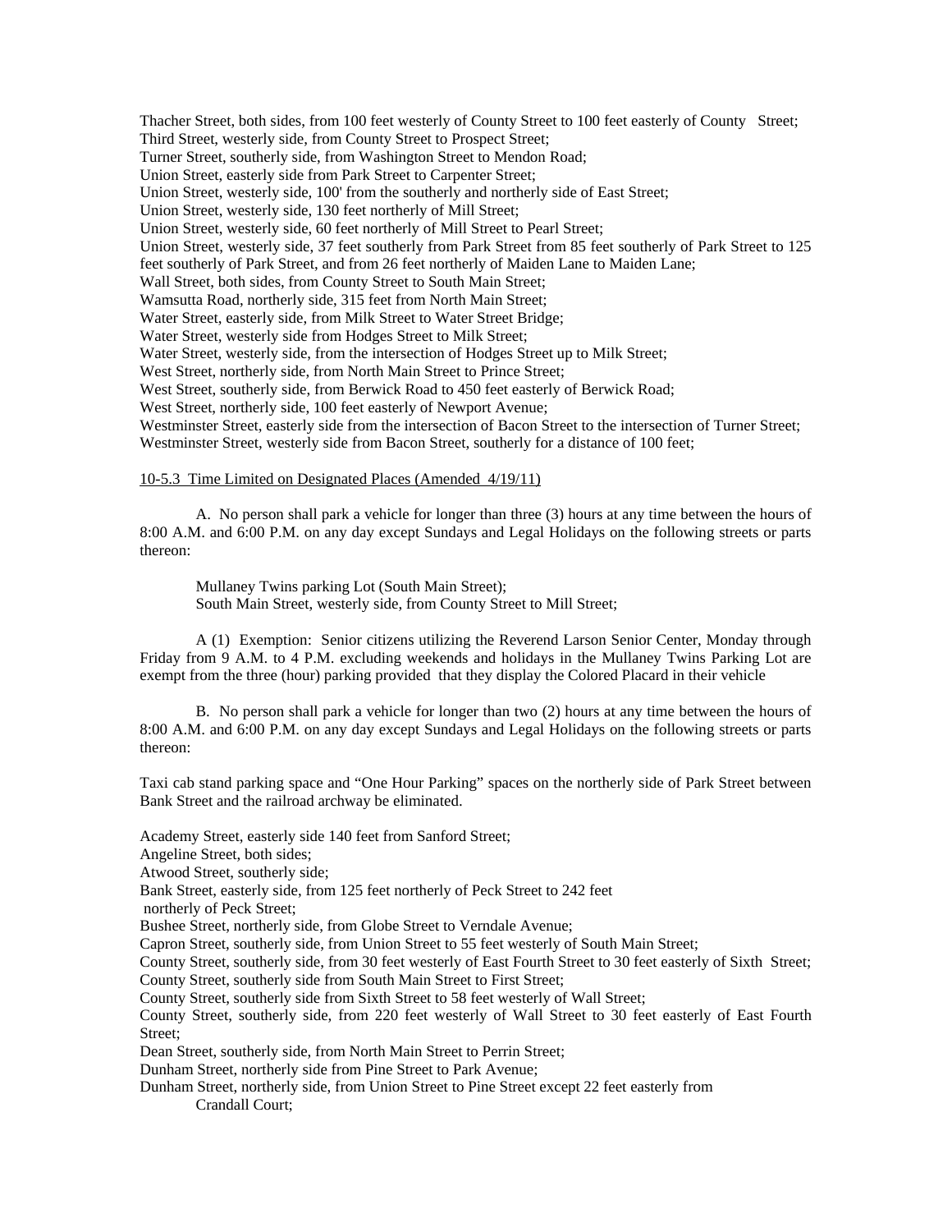Thacher Street, both sides, from 100 feet westerly of County Street to 100 feet easterly of County Street;
Third Street, westerly side, from County Street to Prospect Street;
Turner Street, southerly side, from Washington Street to Mendon Road;
Union Street, easterly side from Park Street to Carpenter Street;
Union Street, westerly side, 100' from the southerly and northerly side of East Street;
Union Street, westerly side, 130 feet northerly of Mill Street;
Union Street, westerly side, 60 feet northerly of Mill Street to Pearl Street;
Union Street, westerly side, 37 feet southerly from Park Street from 85 feet southerly of Park Street to 125 feet southerly of Park Street, and from 26 feet northerly of Maiden Lane to Maiden Lane;
Wall Street, both sides, from County Street to South Main Street;
Wamsutta Road, northerly side, 315 feet from North Main Street;
Water Street, easterly side, from Milk Street to Water Street Bridge;
Water Street, westerly side from Hodges Street to Milk Street;
Water Street, westerly side, from the intersection of Hodges Street up to Milk Street;
West Street, northerly side, from North Main Street to Prince Street;
West Street, southerly side, from Berwick Road to 450 feet easterly of Berwick Road;
West Street, northerly side, 100 feet easterly of Newport Avenue;
Westminster Street, easterly side from the intersection of Bacon Street to the intersection of Turner Street;
Westminster Street, westerly side from Bacon Street, southerly for a distance of 100 feet;

10-5.3 Time Limited on Designated Places (Amended 4/19/11)

A. No person shall park a vehicle for longer than three (3) hours at any time between the hours of 8:00 A.M. and 6:00 P.M. on any day except Sundays and Legal Holidays on the following streets or parts thereon:

Mullaney Twins parking Lot (South Main Street);
South Main Street, westerly side, from County Street to Mill Street;

A (1) Exemption: Senior citizens utilizing the Reverend Larson Senior Center, Monday through Friday from 9 A.M. to 4 P.M. excluding weekends and holidays in the Mullaney Twins Parking Lot are exempt from the three (hour) parking provided that they display the Colored Placard in their vehicle

B. No person shall park a vehicle for longer than two (2) hours at any time between the hours of 8:00 A.M. and 6:00 P.M. on any day except Sundays and Legal Holidays on the following streets or parts thereon:

Taxi cab stand parking space and "One Hour Parking" spaces on the northerly side of Park Street between Bank Street and the railroad archway be eliminated.

Academy Street, easterly side 140 feet from Sanford Street;
Angeline Street, both sides;
Atwood Street, southerly side;
Bank Street, easterly side, from 125 feet northerly of Peck Street to 242 feet northerly of Peck Street;
Bushee Street, northerly side, from Globe Street to Verndale Avenue;
Capron Street, southerly side, from Union Street to 55 feet westerly of South Main Street;
County Street, southerly side, from 30 feet westerly of East Fourth Street to 30 feet easterly of Sixth Street;
County Street, southerly side from South Main Street to First Street;
County Street, southerly side from Sixth Street to 58 feet westerly of Wall Street;
County Street, southerly side, from 220 feet westerly of Wall Street to 30 feet easterly of East Fourth Street;
Dean Street, southerly side, from North Main Street to Perrin Street;
Dunham Street, northerly side from Pine Street to Park Avenue;
Dunham Street, northerly side, from Union Street to Pine Street except 22 feet easterly from Crandall Court;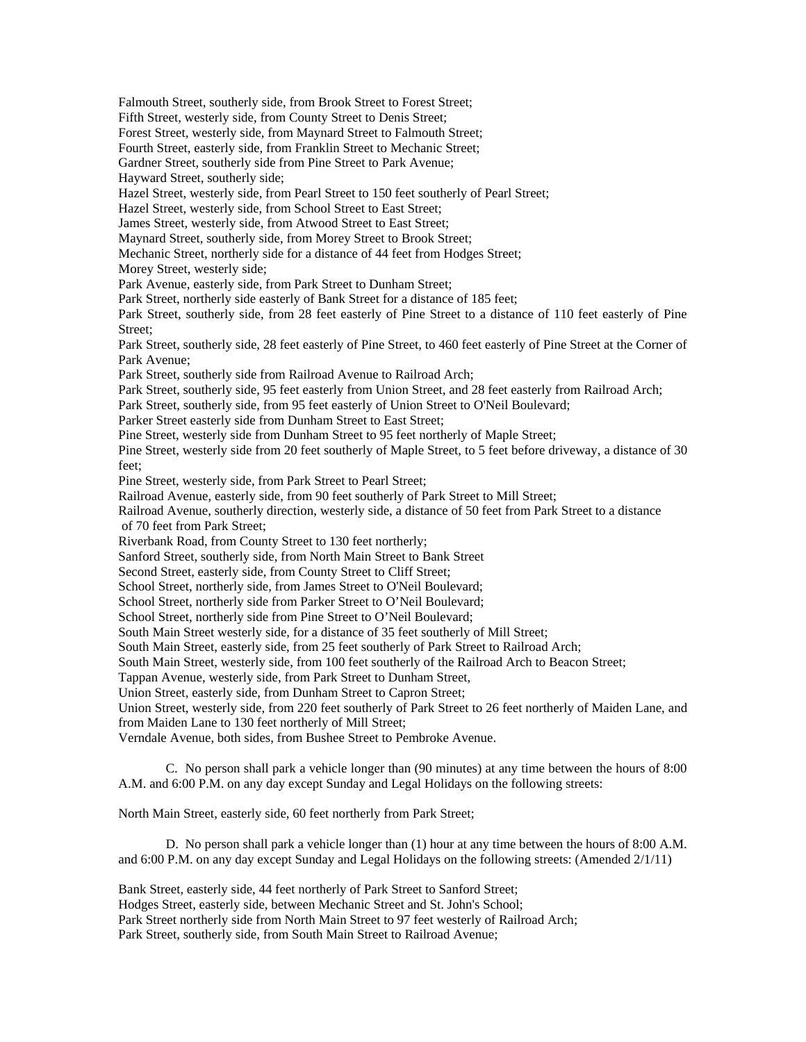Falmouth Street, southerly side, from Brook Street to Forest Street;
Fifth Street, westerly side, from County Street to Denis Street;
Forest Street, westerly side, from Maynard Street to Falmouth Street;
Fourth Street, easterly side, from Franklin Street to Mechanic Street;
Gardner Street, southerly side from Pine Street to Park Avenue;
Hayward Street, southerly side;
Hazel Street, westerly side, from Pearl Street to 150 feet southerly of Pearl Street;
Hazel Street, westerly side, from School Street to East Street;
James Street, westerly side, from Atwood Street to East Street;
Maynard Street, southerly side, from Morey Street to Brook Street;
Mechanic Street, northerly side for a distance of 44 feet from Hodges Street;
Morey Street, westerly side;
Park Avenue, easterly side, from Park Street to Dunham Street;
Park Street, northerly side easterly of Bank Street for a distance of 185 feet;
Park Street, southerly side, from 28 feet easterly of Pine Street to a distance of 110 feet easterly of Pine Street;
Park Street, southerly side, 28 feet easterly of Pine Street, to 460 feet easterly of Pine Street at the Corner of Park Avenue;
Park Street, southerly side from Railroad Avenue to Railroad Arch;
Park Street, southerly side, 95 feet easterly from Union Street, and 28 feet easterly from Railroad Arch;
Park Street, southerly side, from 95 feet easterly of Union Street to O'Neil Boulevard;
Parker Street easterly side from Dunham Street to East Street;
Pine Street, westerly side from Dunham Street to 95 feet northerly of Maple Street;
Pine Street, westerly side from 20 feet southerly of Maple Street, to 5 feet before driveway, a distance of 30 feet;
Pine Street, westerly side, from Park Street to Pearl Street;
Railroad Avenue, easterly side, from 90 feet southerly of Park Street to Mill Street;
Railroad Avenue, southerly direction, westerly side, a distance of 50 feet from Park Street to a distance of 70 feet from Park Street;
Riverbank Road, from County Street to 130 feet northerly;
Sanford Street, southerly side, from North Main Street to Bank Street
Second Street, easterly side, from County Street to Cliff Street;
School Street, northerly side, from James Street to O'Neil Boulevard;
School Street, northerly side from Parker Street to O'Neil Boulevard;
School Street, northerly side from Pine Street to O'Neil Boulevard;
South Main Street westerly side, for a distance of 35 feet southerly of Mill Street;
South Main Street, easterly side, from 25 feet southerly of Park Street to Railroad Arch;
South Main Street, westerly side, from 100 feet southerly of the Railroad Arch to Beacon Street;
Tappan Avenue, westerly side, from Park Street to Dunham Street,
Union Street, easterly side, from Dunham Street to Capron Street;
Union Street, westerly side, from 220 feet southerly of Park Street to 26 feet northerly of Maiden Lane, and from Maiden Lane to 130 feet northerly of Mill Street;
Verndale Avenue, both sides, from Bushee Street to Pembroke Avenue.

C. No person shall park a vehicle longer than (90 minutes) at any time between the hours of 8:00 A.M. and 6:00 P.M. on any day except Sunday and Legal Holidays on the following streets:

North Main Street, easterly side, 60 feet northerly from Park Street;

D. No person shall park a vehicle longer than (1) hour at any time between the hours of 8:00 A.M. and 6:00 P.M. on any day except Sunday and Legal Holidays on the following streets: (Amended 2/1/11)

Bank Street, easterly side, 44 feet northerly of Park Street to Sanford Street;
Hodges Street, easterly side, between Mechanic Street and St. John's School;
Park Street northerly side from North Main Street to 97 feet westerly of Railroad Arch;
Park Street, southerly side, from South Main Street to Railroad Avenue;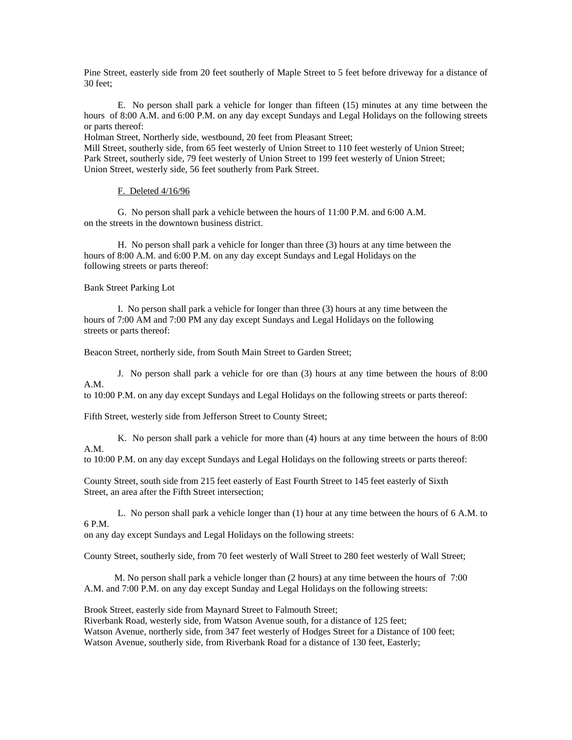Pine Street, easterly side from 20 feet southerly of Maple Street to 5 feet before driveway for a distance of 30 feet;

E. No person shall park a vehicle for longer than fifteen (15) minutes at any time between the hours of 8:00 A.M. and 6:00 P.M. on any day except Sundays and Legal Holidays on the following streets or parts thereof:

Holman Street, Northerly side, westbound, 20 feet from Pleasant Street;
Mill Street, southerly side, from 65 feet westerly of Union Street to 110 feet westerly of Union Street;
Park Street, southerly side, 79 feet westerly of Union Street to 199 feet westerly of Union Street;
Union Street, westerly side, 56 feet southerly from Park Street.

F. Deleted 4/16/96

G. No person shall park a vehicle between the hours of 11:00 P.M. and 6:00 A.M. on the streets in the downtown business district.

H. No person shall park a vehicle for longer than three (3) hours at any time between the hours of 8:00 A.M. and 6:00 P.M. on any day except Sundays and Legal Holidays on the following streets or parts thereof:

Bank Street Parking Lot

I. No person shall park a vehicle for longer than three (3) hours at any time between the hours of 7:00 AM and 7:00 PM any day except Sundays and Legal Holidays on the following streets or parts thereof:

Beacon Street, northerly side, from South Main Street to Garden Street;

J. No person shall park a vehicle for ore than (3) hours at any time between the hours of 8:00 A.M. to 10:00 P.M. on any day except Sundays and Legal Holidays on the following streets or parts thereof:

Fifth Street, westerly side from Jefferson Street to County Street;

K. No person shall park a vehicle for more than (4) hours at any time between the hours of 8:00 A.M. to 10:00 P.M. on any day except Sundays and Legal Holidays on the following streets or parts thereof:

County Street, south side from 215 feet easterly of East Fourth Street to 145 feet easterly of Sixth Street, an area after the Fifth Street intersection;

L. No person shall park a vehicle longer than (1) hour at any time between the hours of 6 A.M. to 6 P.M. on any day except Sundays and Legal Holidays on the following streets:

County Street, southerly side, from 70 feet westerly of Wall Street to 280 feet westerly of Wall Street;

M. No person shall park a vehicle longer than (2 hours) at any time between the hours of 7:00 A.M. and 7:00 P.M. on any day except Sunday and Legal Holidays on the following streets:

Brook Street, easterly side from Maynard Street to Falmouth Street;
Riverbank Road, westerly side, from Watson Avenue south, for a distance of 125 feet;
Watson Avenue, northerly side, from 347 feet westerly of Hodges Street for a Distance of 100 feet;
Watson Avenue, southerly side, from Riverbank Road for a distance of 130 feet, Easterly;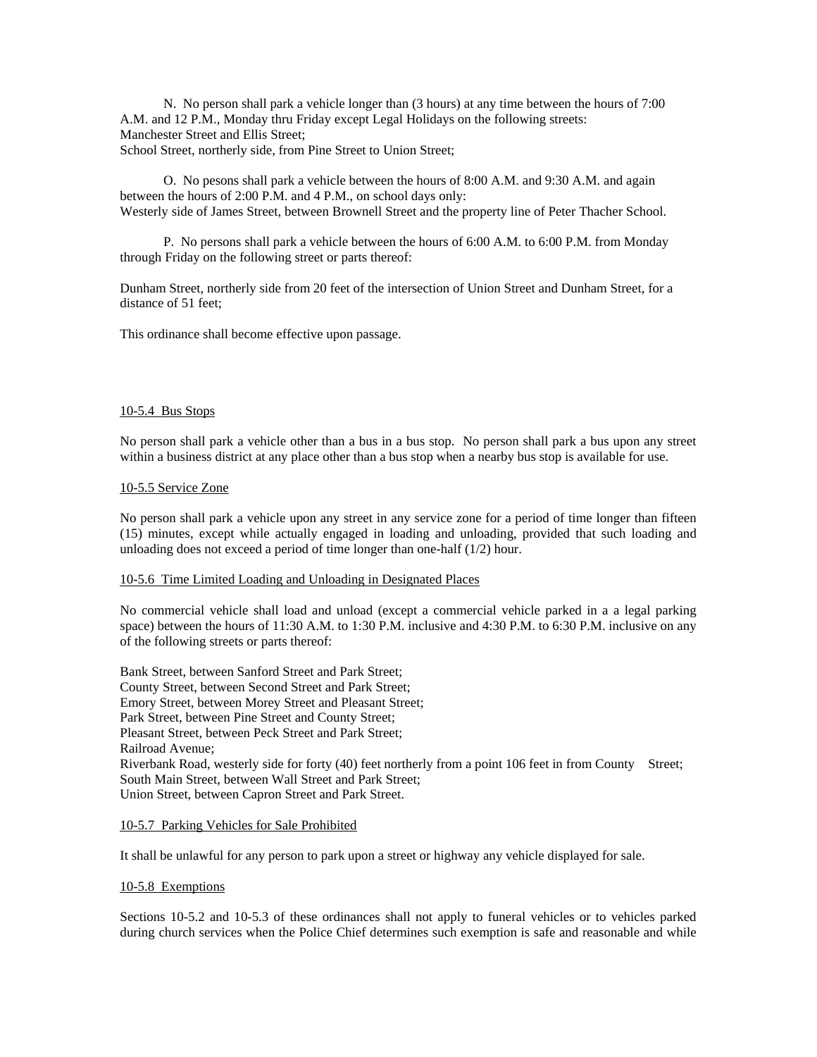N. No person shall park a vehicle longer than (3 hours) at any time between the hours of 7:00 A.M. and 12 P.M., Monday thru Friday except Legal Holidays on the following streets:
Manchester Street and Ellis Street;
School Street, northerly side, from Pine Street to Union Street;

O. No pesons shall park a vehicle between the hours of 8:00 A.M. and 9:30 A.M. and again between the hours of 2:00 P.M. and 4 P.M., on school days only:
Westerly side of James Street, between Brownell Street and the property line of Peter Thacher School.

P. No persons shall park a vehicle between the hours of 6:00 A.M. to 6:00 P.M. from Monday through Friday on the following street or parts thereof:

Dunham Street, northerly side from 20 feet of the intersection of Union Street and Dunham Street, for a distance of 51 feet;

This ordinance shall become effective upon passage.

10-5.4 Bus Stops

No person shall park a vehicle other than a bus in a bus stop. No person shall park a bus upon any street within a business district at any place other than a bus stop when a nearby bus stop is available for use.

10-5.5 Service Zone

No person shall park a vehicle upon any street in any service zone for a period of time longer than fifteen (15) minutes, except while actually engaged in loading and unloading, provided that such loading and unloading does not exceed a period of time longer than one-half (1/2) hour.

10-5.6 Time Limited Loading and Unloading in Designated Places

No commercial vehicle shall load and unload (except a commercial vehicle parked in a a legal parking space) between the hours of 11:30 A.M. to 1:30 P.M. inclusive and 4:30 P.M. to 6:30 P.M. inclusive on any of the following streets or parts thereof:

Bank Street, between Sanford Street and Park Street;
County Street, between Second Street and Park Street;
Emory Street, between Morey Street and Pleasant Street;
Park Street, between Pine Street and County Street;
Pleasant Street, between Peck Street and Park Street;
Railroad Avenue;
Riverbank Road, westerly side for forty (40) feet northerly from a point 106 feet in from County Street;
South Main Street, between Wall Street and Park Street;
Union Street, between Capron Street and Park Street.

10-5.7 Parking Vehicles for Sale Prohibited

It shall be unlawful for any person to park upon a street or highway any vehicle displayed for sale.

10-5.8 Exemptions

Sections 10-5.2 and 10-5.3 of these ordinances shall not apply to funeral vehicles or to vehicles parked during church services when the Police Chief determines such exemption is safe and reasonable and while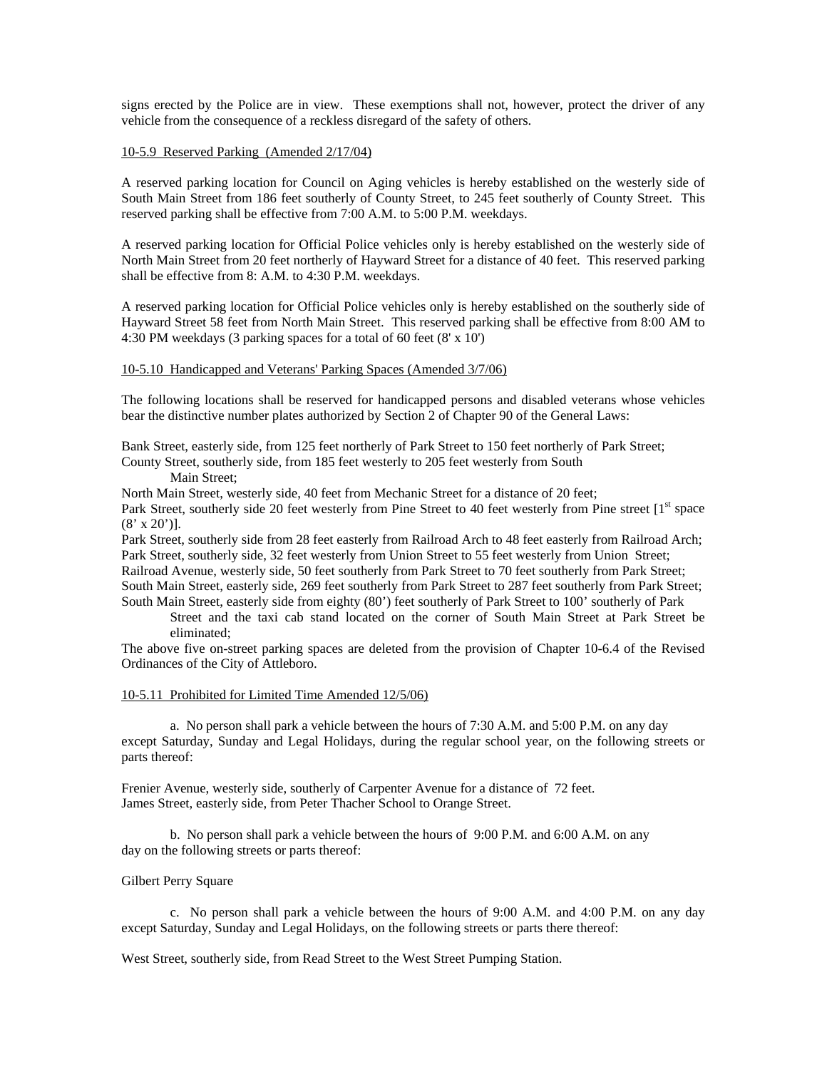signs erected by the Police are in view. These exemptions shall not, however, protect the driver of any vehicle from the consequence of a reckless disregard of the safety of others.

10-5.9 Reserved Parking (Amended 2/17/04)

A reserved parking location for Council on Aging vehicles is hereby established on the westerly side of South Main Street from 186 feet southerly of County Street, to 245 feet southerly of County Street. This reserved parking shall be effective from 7:00 A.M. to 5:00 P.M. weekdays.

A reserved parking location for Official Police vehicles only is hereby established on the westerly side of North Main Street from 20 feet northerly of Hayward Street for a distance of 40 feet. This reserved parking shall be effective from 8: A.M. to 4:30 P.M. weekdays.

A reserved parking location for Official Police vehicles only is hereby established on the southerly side of Hayward Street 58 feet from North Main Street. This reserved parking shall be effective from 8:00 AM to 4:30 PM weekdays (3 parking spaces for a total of 60 feet (8' x 10')

10-5.10 Handicapped and Veterans' Parking Spaces (Amended 3/7/06)

The following locations shall be reserved for handicapped persons and disabled veterans whose vehicles bear the distinctive number plates authorized by Section 2 of Chapter 90 of the General Laws:

Bank Street, easterly side, from 125 feet northerly of Park Street to 150 feet northerly of Park Street;
County Street, southerly side, from 185 feet westerly to 205 feet westerly from South Main Street;
North Main Street, westerly side, 40 feet from Mechanic Street for a distance of 20 feet;
Park Street, southerly side 20 feet westerly from Pine Street to 40 feet westerly from Pine street [1st space (8' x 20')].
Park Street, southerly side from 28 feet easterly from Railroad Arch to 48 feet easterly from Railroad Arch;
Park Street, southerly side, 32 feet westerly from Union Street to 55 feet westerly from Union Street;
Railroad Avenue, westerly side, 50 feet southerly from Park Street to 70 feet southerly from Park Street;
South Main Street, easterly side, 269 feet southerly from Park Street to 287 feet southerly from Park Street;
South Main Street, easterly side from eighty (80') feet southerly of Park Street to 100' southerly of Park Street and the taxi cab stand located on the corner of South Main Street at Park Street be eliminated;
The above five on-street parking spaces are deleted from the provision of Chapter 10-6.4 of the Revised Ordinances of the City of Attleboro.

10-5.11 Prohibited for Limited Time Amended 12/5/06)

a. No person shall park a vehicle between the hours of 7:30 A.M. and 5:00 P.M. on any day except Saturday, Sunday and Legal Holidays, during the regular school year, on the following streets or parts thereof:

Frenier Avenue, westerly side, southerly of Carpenter Avenue for a distance of 72 feet.
James Street, easterly side, from Peter Thacher School to Orange Street.

b. No person shall park a vehicle between the hours of 9:00 P.M. and 6:00 A.M. on any day on the following streets or parts thereof:

Gilbert Perry Square

c. No person shall park a vehicle between the hours of 9:00 A.M. and 4:00 P.M. on any day except Saturday, Sunday and Legal Holidays, on the following streets or parts there thereof:

West Street, southerly side, from Read Street to the West Street Pumping Station.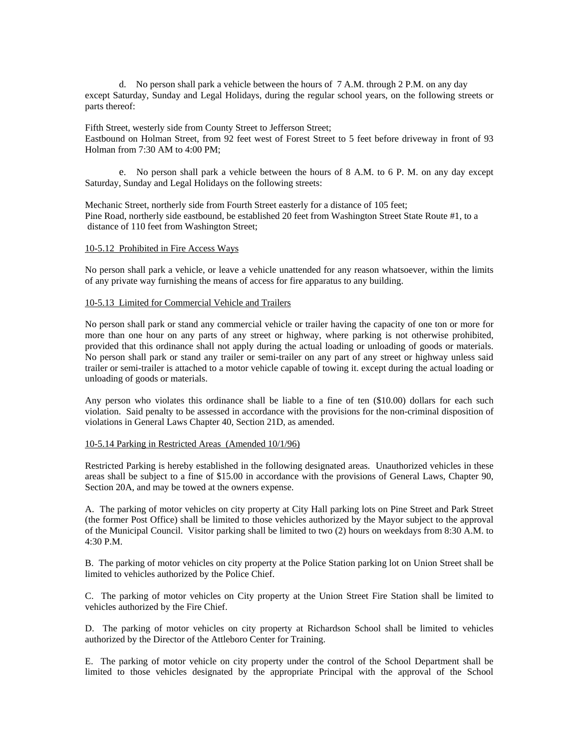d. No person shall park a vehicle between the hours of 7 A.M. through 2 P.M. on any day except Saturday, Sunday and Legal Holidays, during the regular school years, on the following streets or parts thereof:

Fifth Street, westerly side from County Street to Jefferson Street;
Eastbound on Holman Street, from 92 feet west of Forest Street to 5 feet before driveway in front of 93 Holman from 7:30 AM to 4:00 PM;

e. No person shall park a vehicle between the hours of 8 A.M. to 6 P. M. on any day except Saturday, Sunday and Legal Holidays on the following streets:

Mechanic Street, northerly side from Fourth Street easterly for a distance of 105 feet;
Pine Road, northerly side eastbound, be established 20 feet from Washington Street State Route #1, to a distance of 110 feet from Washington Street;

10-5.12 Prohibited in Fire Access Ways

No person shall park a vehicle, or leave a vehicle unattended for any reason whatsoever, within the limits of any private way furnishing the means of access for fire apparatus to any building.

10-5.13 Limited for Commercial Vehicle and Trailers

No person shall park or stand any commercial vehicle or trailer having the capacity of one ton or more for more than one hour on any parts of any street or highway, where parking is not otherwise prohibited, provided that this ordinance shall not apply during the actual loading or unloading of goods or materials. No person shall park or stand any trailer or semi-trailer on any part of any street or highway unless said trailer or semi-trailer is attached to a motor vehicle capable of towing it. except during the actual loading or unloading of goods or materials.

Any person who violates this ordinance shall be liable to a fine of ten ($10.00) dollars for each such violation. Said penalty to be assessed in accordance with the provisions for the non-criminal disposition of violations in General Laws Chapter 40, Section 21D, as amended.

10-5.14 Parking in Restricted Areas (Amended 10/1/96)

Restricted Parking is hereby established in the following designated areas. Unauthorized vehicles in these areas shall be subject to a fine of $15.00 in accordance with the provisions of General Laws, Chapter 90, Section 20A, and may be towed at the owners expense.

A. The parking of motor vehicles on city property at City Hall parking lots on Pine Street and Park Street (the former Post Office) shall be limited to those vehicles authorized by the Mayor subject to the approval of the Municipal Council. Visitor parking shall be limited to two (2) hours on weekdays from 8:30 A.M. to 4:30 P.M.

B. The parking of motor vehicles on city property at the Police Station parking lot on Union Street shall be limited to vehicles authorized by the Police Chief.

C. The parking of motor vehicles on City property at the Union Street Fire Station shall be limited to vehicles authorized by the Fire Chief.

D. The parking of motor vehicles on city property at Richardson School shall be limited to vehicles authorized by the Director of the Attleboro Center for Training.

E. The parking of motor vehicle on city property under the control of the School Department shall be limited to those vehicles designated by the appropriate Principal with the approval of the School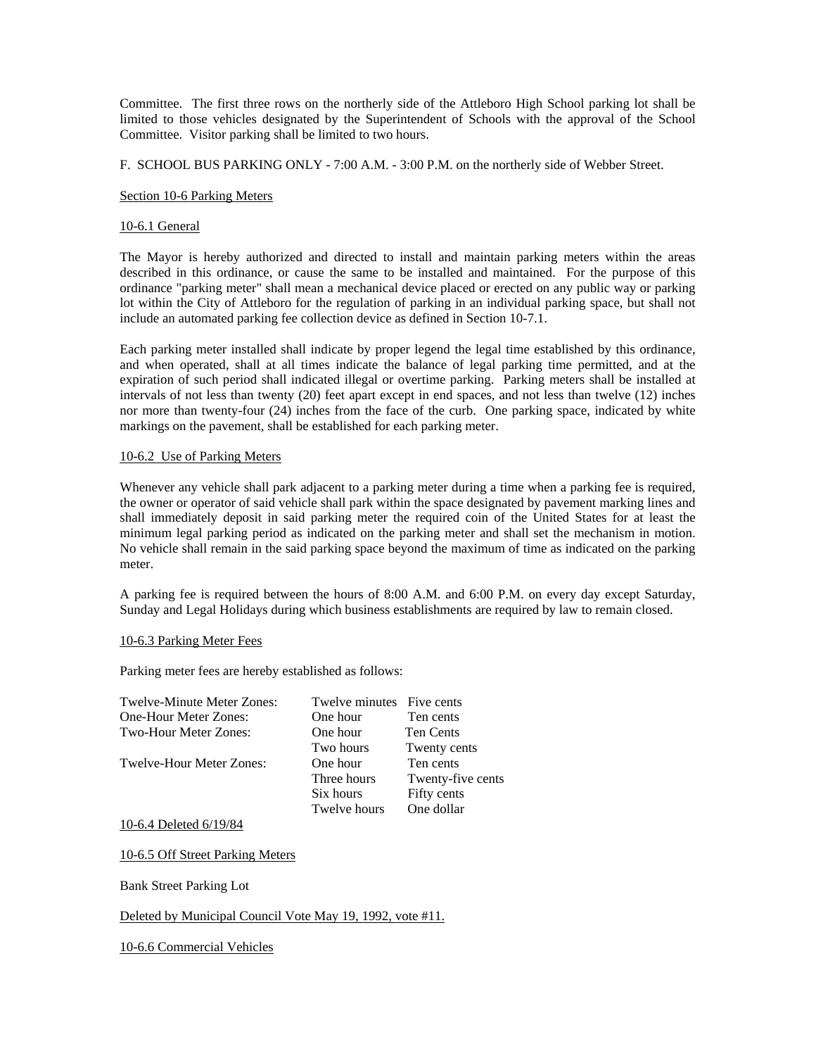Committee. The first three rows on the northerly side of the Attleboro High School parking lot shall be limited to those vehicles designated by the Superintendent of Schools with the approval of the School Committee. Visitor parking shall be limited to two hours.

F. SCHOOL BUS PARKING ONLY - 7:00 A.M. - 3:00 P.M. on the northerly side of Webber Street.

<u>Section 10-6 Parking Meters</u>

<u>10-6.1 General</u>

The Mayor is hereby authorized and directed to install and maintain parking meters within the areas described in this ordinance, or cause the same to be installed and maintained. For the purpose of this ordinance "parking meter" shall mean a mechanical device placed or erected on any public way or parking lot within the City of Attleboro for the regulation of parking in an individual parking space, but shall not include an automated parking fee collection device as defined in Section 10-7.1.

Each parking meter installed shall indicate by proper legend the legal time established by this ordinance, and when operated, shall at all times indicate the balance of legal parking time permitted, and at the expiration of such period shall indicated illegal or overtime parking. Parking meters shall be installed at intervals of not less than twenty (20) feet apart except in end spaces, and not less than twelve (12) inches nor more than twenty-four (24) inches from the face of the curb. One parking space, indicated by white markings on the pavement, shall be established for each parking meter.

<u>10-6.2 Use of Parking Meters</u>

Whenever any vehicle shall park adjacent to a parking meter during a time when a parking fee is required, the owner or operator of said vehicle shall park within the space designated by pavement marking lines and shall immediately deposit in said parking meter the required coin of the United States for at least the minimum legal parking period as indicated on the parking meter and shall set the mechanism in motion. No vehicle shall remain in the said parking space beyond the maximum of time as indicated on the parking meter.

A parking fee is required between the hours of 8:00 A.M. and 6:00 P.M. on every day except Saturday, Sunday and Legal Holidays during which business establishments are required by law to remain closed.

<u>10-6.3 Parking Meter Fees</u>

Parking meter fees are hereby established as follows:

| | | |
|---|---|---|
| Twelve-Minute Meter Zones: | Twelve minutes | Five cents |
| One-Hour Meter Zones: | One hour | Ten cents |
| Two-Hour Meter Zones: | One hour | Ten Cents |
| | Two hours | Twenty cents |
| Twelve-Hour Meter Zones: | One hour | Ten cents |
| | Three hours | Twenty-five cents |
| | Six hours | Fifty cents |
| | Twelve hours | One dollar |

<u>10-6.4 Deleted 6/19/84</u>

<u>10-6.5 Off Street Parking Meters</u>

Bank Street Parking Lot

<u>Deleted by Municipal Council Vote May 19, 1992, vote #11.</u>

<u>10-6.6 Commercial Vehicles</u>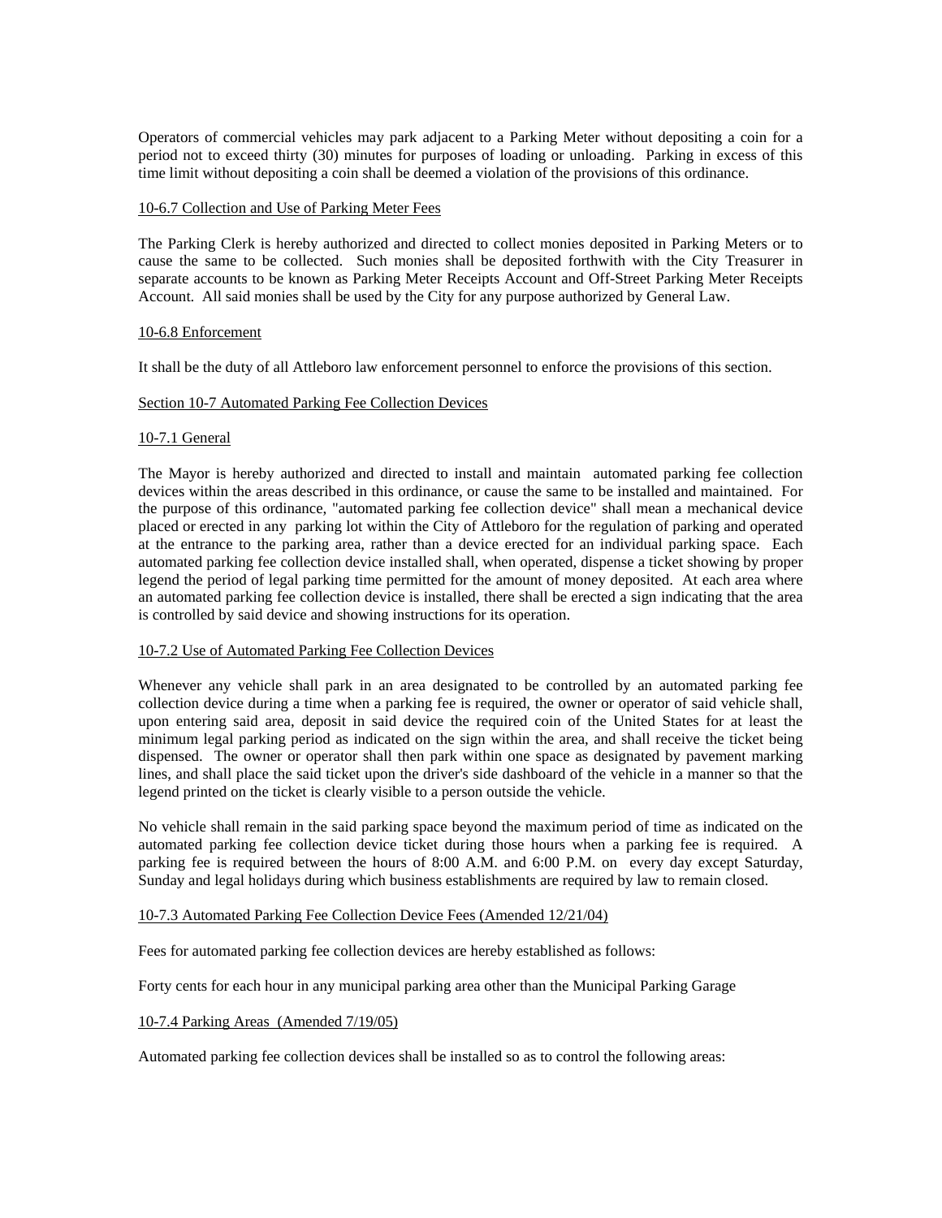Operators of commercial vehicles may park adjacent to a Parking Meter without depositing a coin for a period not to exceed thirty (30) minutes for purposes of loading or unloading. Parking in excess of this time limit without depositing a coin shall be deemed a violation of the provisions of this ordinance.

10-6.7 Collection and Use of Parking Meter Fees

The Parking Clerk is hereby authorized and directed to collect monies deposited in Parking Meters or to cause the same to be collected. Such monies shall be deposited forthwith with the City Treasurer in separate accounts to be known as Parking Meter Receipts Account and Off-Street Parking Meter Receipts Account. All said monies shall be used by the City for any purpose authorized by General Law.

10-6.8 Enforcement

It shall be the duty of all Attleboro law enforcement personnel to enforce the provisions of this section.

Section 10-7 Automated Parking Fee Collection Devices

10-7.1 General

The Mayor is hereby authorized and directed to install and maintain automated parking fee collection devices within the areas described in this ordinance, or cause the same to be installed and maintained. For the purpose of this ordinance, "automated parking fee collection device" shall mean a mechanical device placed or erected in any parking lot within the City of Attleboro for the regulation of parking and operated at the entrance to the parking area, rather than a device erected for an individual parking space. Each automated parking fee collection device installed shall, when operated, dispense a ticket showing by proper legend the period of legal parking time permitted for the amount of money deposited. At each area where an automated parking fee collection device is installed, there shall be erected a sign indicating that the area is controlled by said device and showing instructions for its operation.

10-7.2 Use of Automated Parking Fee Collection Devices

Whenever any vehicle shall park in an area designated to be controlled by an automated parking fee collection device during a time when a parking fee is required, the owner or operator of said vehicle shall, upon entering said area, deposit in said device the required coin of the United States for at least the minimum legal parking period as indicated on the sign within the area, and shall receive the ticket being dispensed. The owner or operator shall then park within one space as designated by pavement marking lines, and shall place the said ticket upon the driver's side dashboard of the vehicle in a manner so that the legend printed on the ticket is clearly visible to a person outside the vehicle.

No vehicle shall remain in the said parking space beyond the maximum period of time as indicated on the automated parking fee collection device ticket during those hours when a parking fee is required. A parking fee is required between the hours of 8:00 A.M. and 6:00 P.M. on every day except Saturday, Sunday and legal holidays during which business establishments are required by law to remain closed.

10-7.3 Automated Parking Fee Collection Device Fees (Amended 12/21/04)

Fees for automated parking fee collection devices are hereby established as follows:

Forty cents for each hour in any municipal parking area other than the Municipal Parking Garage

10-7.4 Parking Areas (Amended 7/19/05)

Automated parking fee collection devices shall be installed so as to control the following areas: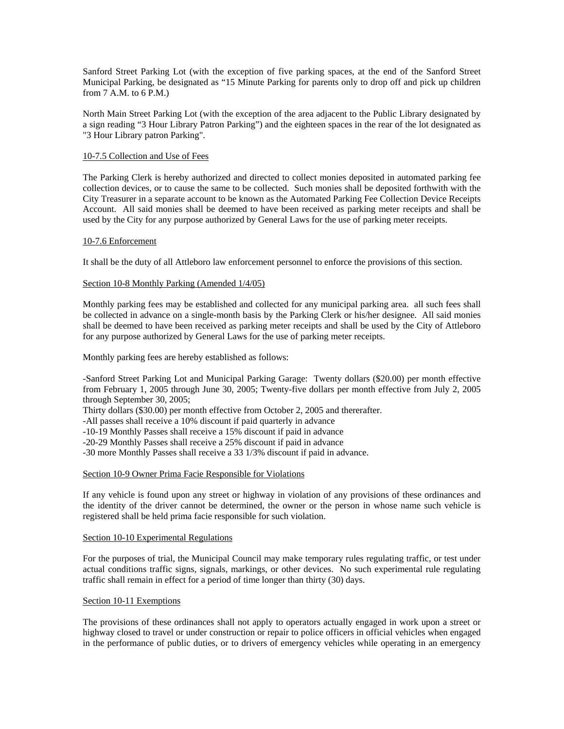Sanford Street Parking Lot (with the exception of five parking spaces, at the end of the Sanford Street Municipal Parking, be designated as "15 Minute Parking for parents only to drop off and pick up children from 7 A.M. to 6 P.M.)

North Main Street Parking Lot (with the exception of the area adjacent to the Public Library designated by a sign reading "3 Hour Library Patron Parking") and the eighteen spaces in the rear of the lot designated as "3 Hour Library patron Parking".

10-7.5 Collection and Use of Fees

The Parking Clerk is hereby authorized and directed to collect monies deposited in automated parking fee collection devices, or to cause the same to be collected. Such monies shall be deposited forthwith with the City Treasurer in a separate account to be known as the Automated Parking Fee Collection Device Receipts Account. All said monies shall be deemed to have been received as parking meter receipts and shall be used by the City for any purpose authorized by General Laws for the use of parking meter receipts.

10-7.6 Enforcement

It shall be the duty of all Attleboro law enforcement personnel to enforce the provisions of this section.

Section 10-8 Monthly Parking (Amended 1/4/05)

Monthly parking fees may be established and collected for any municipal parking area. all such fees shall be collected in advance on a single-month basis by the Parking Clerk or his/her designee. All said monies shall be deemed to have been received as parking meter receipts and shall be used by the City of Attleboro for any purpose authorized by General Laws for the use of parking meter receipts.

Monthly parking fees are hereby established as follows:

-Sanford Street Parking Lot and Municipal Parking Garage: Twenty dollars ($20.00) per month effective from February 1, 2005 through June 30, 2005; Twenty-five dollars per month effective from July 2, 2005 through September 30, 2005;
Thirty dollars ($30.00) per month effective from October 2, 2005 and thererafter.
-All passes shall receive a 10% discount if paid quarterly in advance
-10-19 Monthly Passes shall receive a 15% discount if paid in advance
-20-29 Monthly Passes shall receive a 25% discount if paid in advance
-30 more Monthly Passes shall receive a 33 1/3% discount if paid in advance.

Section 10-9 Owner Prima Facie Responsible for Violations

If any vehicle is found upon any street or highway in violation of any provisions of these ordinances and the identity of the driver cannot be determined, the owner or the person in whose name such vehicle is registered shall be held prima facie responsible for such violation.

Section 10-10 Experimental Regulations

For the purposes of trial, the Municipal Council may make temporary rules regulating traffic, or test under actual conditions traffic signs, signals, markings, or other devices. No such experimental rule regulating traffic shall remain in effect for a period of time longer than thirty (30) days.

Section 10-11 Exemptions

The provisions of these ordinances shall not apply to operators actually engaged in work upon a street or highway closed to travel or under construction or repair to police officers in official vehicles when engaged in the performance of public duties, or to drivers of emergency vehicles while operating in an emergency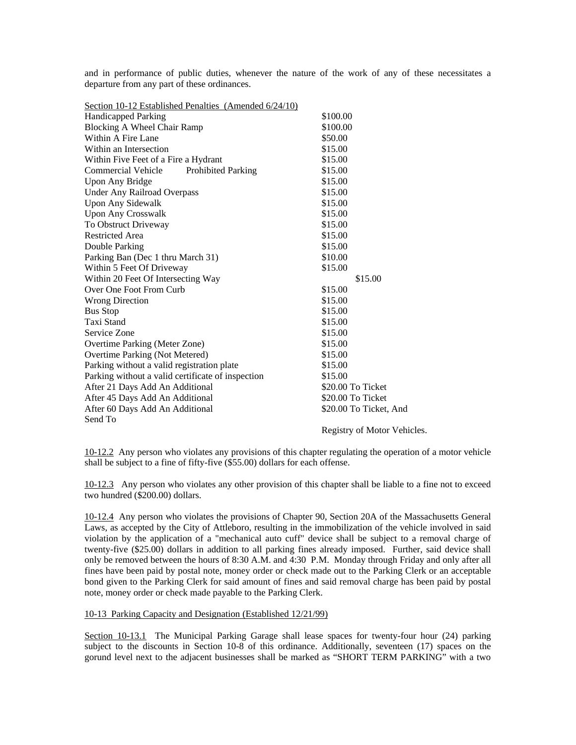and in performance of public duties, whenever the nature of the work of any of these necessitates a departure from any part of these ordinances.

<u>Section 10-12 Established Penalties (Amended 6/24/10)</u>

| | |
|---|---|
| Handicapped Parking | $100.00 |
| Blocking A Wheel Chair Ramp | $100.00 |
| Within A Fire Lane | $50.00 |
| Within an Intersection | $15.00 |
| Within Five Feet of a Fire a Hydrant | $15.00 |
| Commercial Vehicle Prohibited Parking | $15.00 |
| Upon Any Bridge | $15.00 |
| Under Any Railroad Overpass | $15.00 |
| Upon Any Sidewalk | $15.00 |
| Upon Any Crosswalk | $15.00 |
| To Obstruct Driveway | $15.00 |
| Restricted Area | $15.00 |
| Double Parking | $15.00 |
| Parking Ban (Dec 1 thru March 31) | $10.00 |
| Within 5 Feet Of Driveway | $15.00 |
| Within 20 Feet Of Intersecting Way | $15.00 |
| Over One Foot From Curb | $15.00 |
| Wrong Direction | $15.00 |
| Bus Stop | $15.00 |
| Taxi Stand | $15.00 |
| Service Zone | $15.00 |
| Overtime Parking (Meter Zone) | $15.00 |
| Overtime Parking (Not Metered) | $15.00 |
| Parking without a valid registration plate | $15.00 |
| Parking without a valid certificate of inspection | $15.00 |
| After 21 Days Add An Additional | $20.00 To Ticket |
| After 45 Days Add An Additional | $20.00 To Ticket |
| After 60 Days Add An Additional Send To | $20.00 To Ticket, And Registry of Motor Vehicles. |

<u>10-12.2</u> Any person who violates any provisions of this chapter regulating the operation of a motor vehicle shall be subject to a fine of fifty-five ($55.00) dollars for each offense.

<u>10-12.3</u> Any person who violates any other provision of this chapter shall be liable to a fine not to exceed two hundred ($200.00) dollars.

<u>10-12.4</u> Any person who violates the provisions of Chapter 90, Section 20A of the Massachusetts General Laws, as accepted by the City of Attleboro, resulting in the immobilization of the vehicle involved in said violation by the application of a "mechanical auto cuff" device shall be subject to a removal charge of twenty-five ($25.00) dollars in addition to all parking fines already imposed. Further, said device shall only be removed between the hours of 8:30 A.M. and 4:30 P.M. Monday through Friday and only after all fines have been paid by postal note, money order or check made out to the Parking Clerk or an acceptable bond given to the Parking Clerk for said amount of fines and said removal charge has been paid by postal note, money order or check made payable to the Parking Clerk.

<u>10-13 Parking Capacity and Designation (Established 12/21/99)</u>

<u>Section 10-13.1</u> The Municipal Parking Garage shall lease spaces for twenty-four hour (24) parking subject to the discounts in Section 10-8 of this ordinance. Additionally, seventeen (17) spaces on the gorund level next to the adjacent businesses shall be marked as "SHORT TERM PARKING" with a two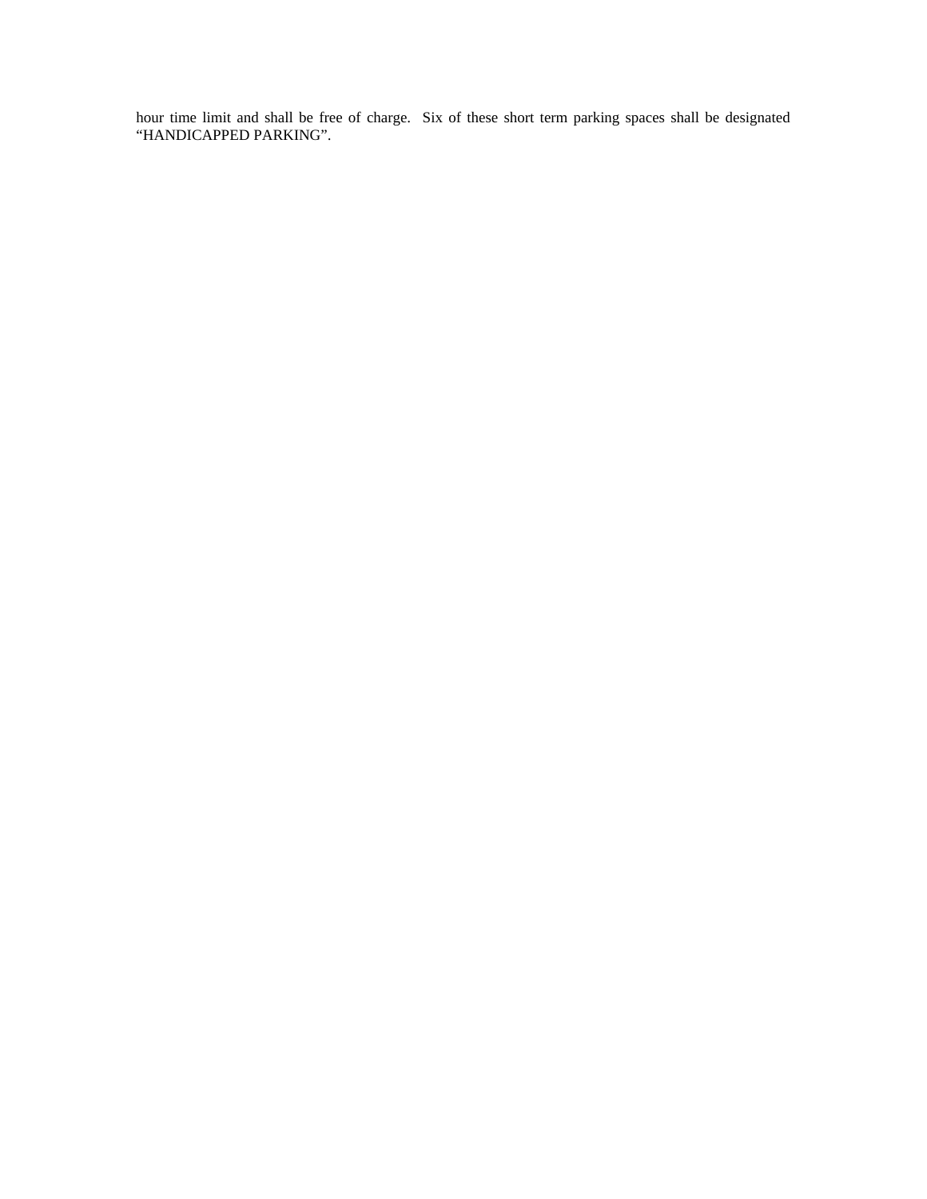hour time limit and shall be free of charge.  Six of these short term parking spaces shall be designated "HANDICAPPED PARKING".